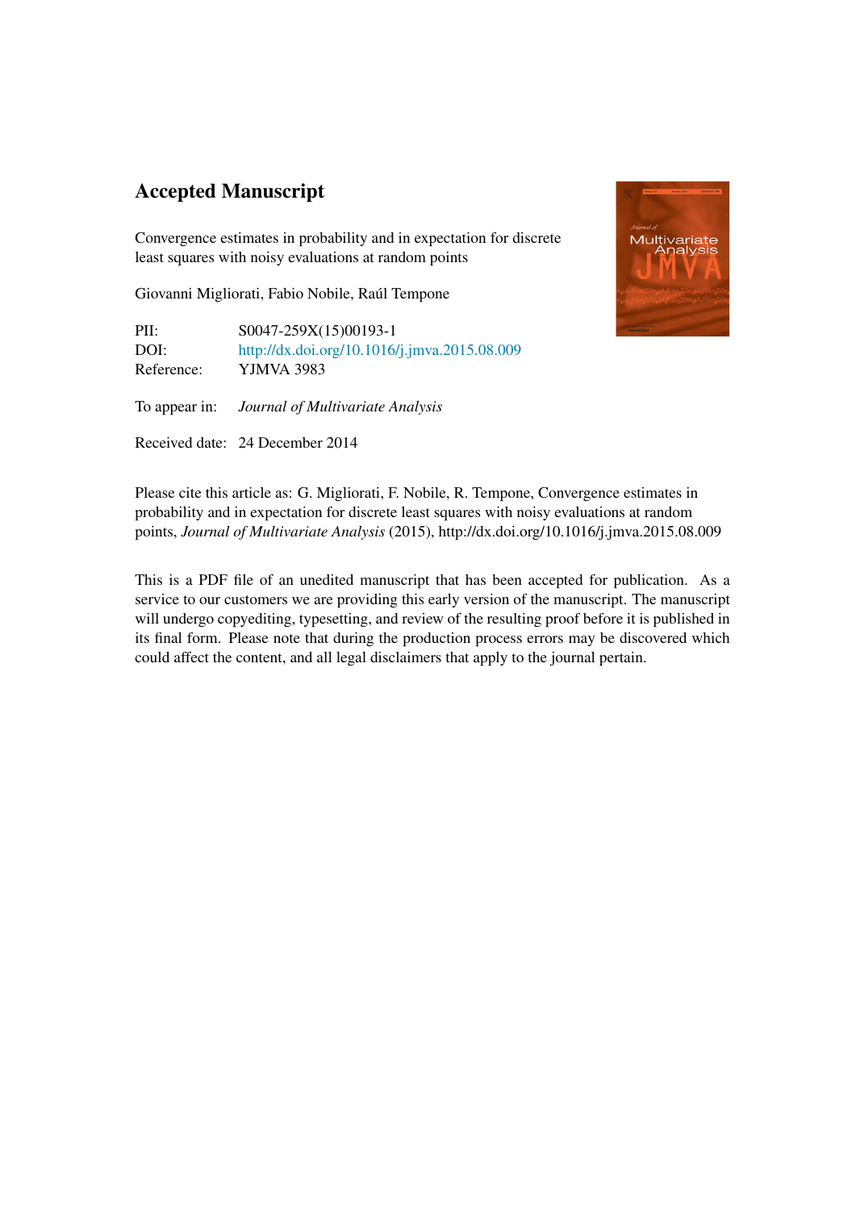# Accepted Manuscript

Convergence estimates in probability and in expectation for discrete least squares with noisy evaluations at random points

Giovanni Migliorati, Fabio Nobile, Raúl Tempone

PII: S0047-259X(15)00193-1
DOI: http://dx.doi.org/10.1016/j.jmva.2015.08.009
Reference: YJMVA 3983

To appear in: *Journal of Multivariate Analysis*

Received date: 24 December 2014

Please cite this article as: G. Migliorati, F. Nobile, R. Tempone, Convergence estimates in probability and in expectation for discrete least squares with noisy evaluations at random points, *Journal of Multivariate Analysis* (2015), http://dx.doi.org/10.1016/j.jmva.2015.08.009

This is a PDF file of an unedited manuscript that has been accepted for publication. As a service to our customers we are providing this early version of the manuscript. The manuscript will undergo copyediting, typesetting, and review of the resulting proof before it is published in its final form. Please note that during the production process errors may be discovered which could affect the content, and all legal disclaimers that apply to the journal pertain.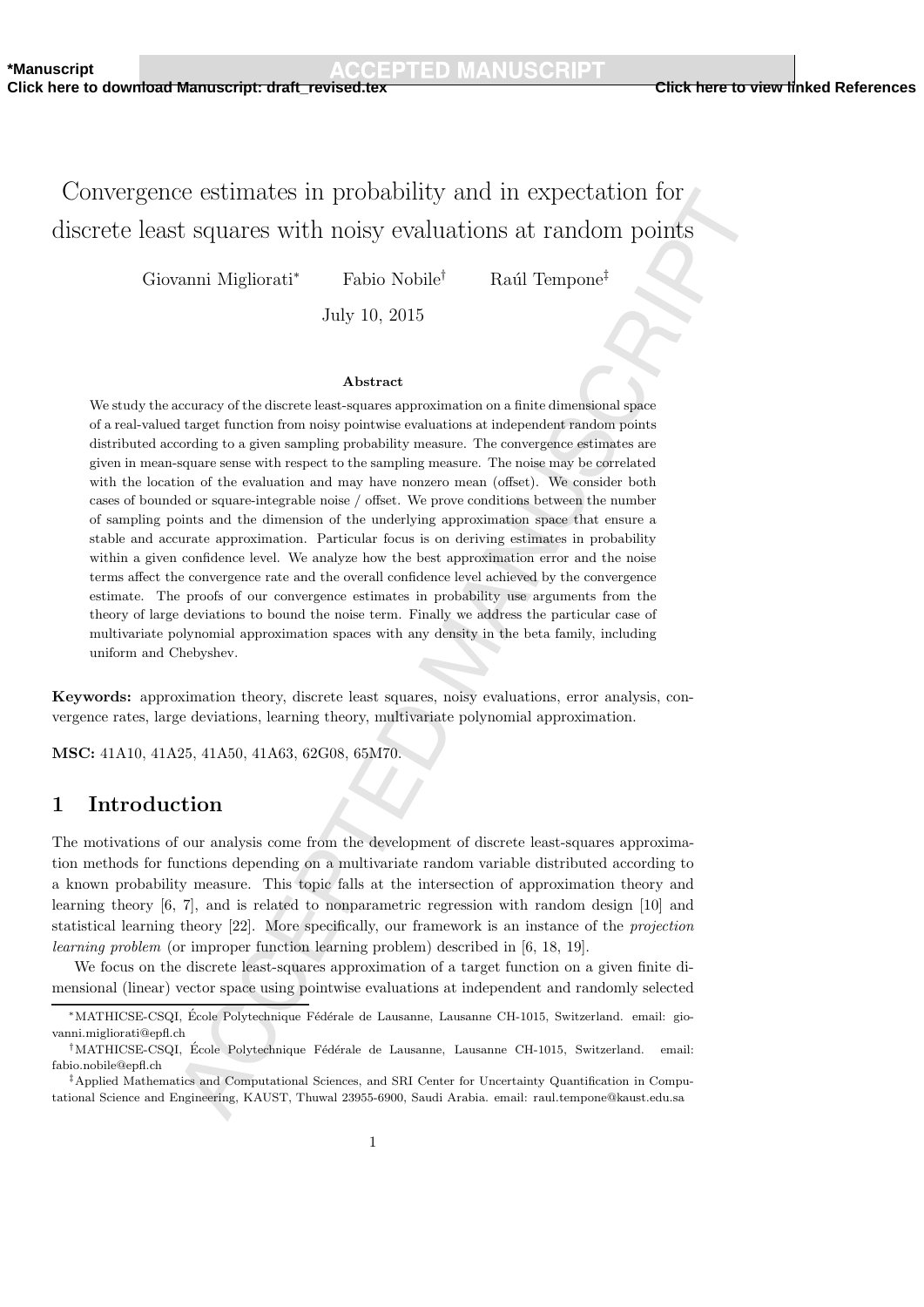# Convergence estimates in probability and in expectation for discrete least squares with noisy evaluations at random points

Giovanni Migliorati[*]   Fabio Nobile[†]   Raúl Tempone[‡]

July 10, 2015

### Abstract

We study the accuracy of the discrete least-squares approximation on a finite dimensional space of a real-valued target function from noisy pointwise evaluations at independent random points distributed according to a given sampling probability measure. The convergence estimates are given in mean-square sense with respect to the sampling measure. The noise may be correlated with the location of the evaluation and may have nonzero mean (offset). We consider both cases of bounded or square-integrable noise / offset. We prove conditions between the number of sampling points and the dimension of the underlying approximation space that ensure a stable and accurate approximation. Particular focus is on deriving estimates in probability within a given confidence level. We analyze how the best approximation error and the noise terms affect the convergence rate and the overall confidence level achieved by the convergence estimate. The proofs of our convergence estimates in probability use arguments from the theory of large deviations to bound the noise term. Finally we address the particular case of multivariate polynomial approximation spaces with any density in the beta family, including uniform and Chebyshev.

**Keywords:** approximation theory, discrete least squares, noisy evaluations, error analysis, convergence rates, large deviations, learning theory, multivariate polynomial approximation.

**MSC:** 41A10, 41A25, 41A50, 41A63, 62G08, 65M70.

## 1 Introduction

The motivations of our analysis come from the development of discrete least-squares approximation methods for functions depending on a multivariate random variable distributed according to a known probability measure. This topic falls at the intersection of approximation theory and learning theory [6, 7], and is related to nonparametric regression with random design [10] and statistical learning theory [22]. More specifically, our framework is an instance of the *projection learning problem* (or improper function learning problem) described in [6, 18, 19].

We focus on the discrete least-squares approximation of a target function on a given finite dimensional (linear) vector space using pointwise evaluations at independent and randomly selected

---

[*]MATHICSE-CSQI, École Polytechnique Fédérale de Lausanne, Lausanne CH-1015, Switzerland. email: giovanni.migliorati@epfl.ch

[†]MATHICSE-CSQI, École Polytechnique Fédérale de Lausanne, Lausanne CH-1015, Switzerland. email: fabio.nobile@epfl.ch

[‡]Applied Mathematics and Computational Sciences, and SRI Center for Uncertainty Quantification in Computational Science and Engineering, KAUST, Thuwal 23955-6900, Saudi Arabia. email: raul.tempone@kaust.edu.sa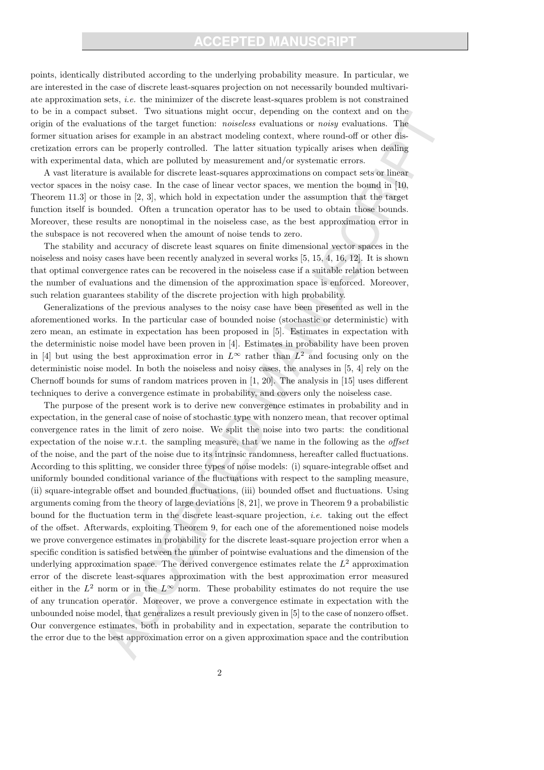points, identically distributed according to the underlying probability measure. In particular, we are interested in the case of discrete least-squares projection on not necessarily bounded multivariate approximation sets, *i.e.* the minimizer of the discrete least-squares problem is not constrained to be in a compact subset. Two situations might occur, depending on the context and on the origin of the evaluations of the target function: *noiseless* evaluations or *noisy* evaluations. The former situation arises for example in an abstract modeling context, where round-off or other discretization errors can be properly controlled. The latter situation typically arises when dealing with experimental data, which are polluted by measurement and/or systematic errors.

A vast literature is available for discrete least-squares approximations on compact sets or linear vector spaces in the noisy case. In the case of linear vector spaces, we mention the bound in [10, Theorem 11.3] or those in [2, 3], which hold in expectation under the assumption that the target function itself is bounded. Often a truncation operator has to be used to obtain those bounds. Moreover, these results are nonoptimal in the noiseless case, as the best approximation error in the subspace is not recovered when the amount of noise tends to zero.

The stability and accuracy of discrete least squares on finite dimensional vector spaces in the noiseless and noisy cases have been recently analyzed in several works [5, 15, 4, 16, 12]. It is shown that optimal convergence rates can be recovered in the noiseless case if a suitable relation between the number of evaluations and the dimension of the approximation space is enforced. Moreover, such relation guarantees stability of the discrete projection with high probability.

Generalizations of the previous analyses to the noisy case have been presented as well in the aforementioned works. In the particular case of bounded noise (stochastic or deterministic) with zero mean, an estimate in expectation has been proposed in [5]. Estimates in expectation with the deterministic noise model have been proven in [4]. Estimates in probability have been proven in [4] but using the best approximation error in $L^\infty$ rather than $L^2$ and focusing only on the deterministic noise model. In both the noiseless and noisy cases, the analyses in [5, 4] rely on the Chernoff bounds for sums of random matrices proven in [1, 20]. The analysis in [15] uses different techniques to derive a convergence estimate in probability, and covers only the noiseless case.

The purpose of the present work is to derive new convergence estimates in probability and in expectation, in the general case of noise of stochastic type with nonzero mean, that recover optimal convergence rates in the limit of zero noise. We split the noise into two parts: the conditional expectation of the noise w.r.t. the sampling measure, that we name in the following as the *offset* of the noise, and the part of the noise due to its intrinsic randomness, hereafter called fluctuations. According to this splitting, we consider three types of noise models: (i) square-integrable offset and uniformly bounded conditional variance of the fluctuations with respect to the sampling measure, (ii) square-integrable offset and bounded fluctuations, (iii) bounded offset and fluctuations. Using arguments coming from the theory of large deviations [8, 21], we prove in Theorem 9 a probabilistic bound for the fluctuation term in the discrete least-square projection, *i.e.* taking out the effect of the offset. Afterwards, exploiting Theorem 9, for each one of the aforementioned noise models we prove convergence estimates in probability for the discrete least-square projection error when a specific condition is satisfied between the number of pointwise evaluations and the dimension of the underlying approximation space. The derived convergence estimates relate the $L^2$ approximation error of the discrete least-squares approximation with the best approximation error measured either in the $L^2$ norm or in the $L^\infty$ norm. These probability estimates do not require the use of any truncation operator. Moreover, we prove a convergence estimate in expectation with the unbounded noise model, that generalizes a result previously given in [5] to the case of nonzero offset. Our convergence estimates, both in probability and in expectation, separate the contribution to the error due to the best approximation error on a given approximation space and the contribution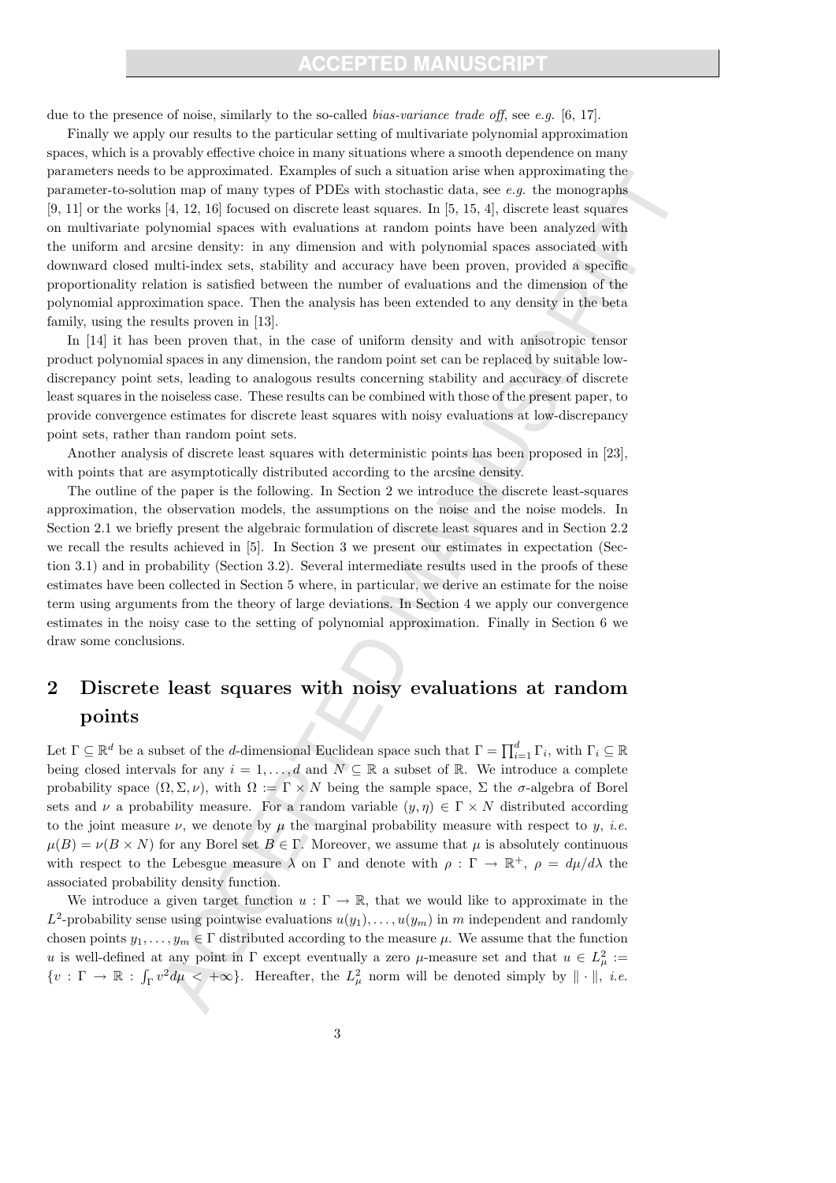due to the presence of noise, similarly to the so-called *bias-variance trade off*, see *e.g.* [6, 17].

Finally we apply our results to the particular setting of multivariate polynomial approximation spaces, which is a provably effective choice in many situations where a smooth dependence on many parameters needs to be approximated. Examples of such a situation arise when approximating the parameter-to-solution map of many types of PDEs with stochastic data, see *e.g.* the monographs [9, 11] or the works [4, 12, 16] focused on discrete least squares. In [5, 15, 4], discrete least squares on multivariate polynomial spaces with evaluations at random points have been analyzed with the uniform and arcsine density: in any dimension and with polynomial spaces associated with downward closed multi-index sets, stability and accuracy have been proven, provided a specific proportionality relation is satisfied between the number of evaluations and the dimension of the polynomial approximation space. Then the analysis has been extended to any density in the beta family, using the results proven in [13].

In [14] it has been proven that, in the case of uniform density and with anisotropic tensor product polynomial spaces in any dimension, the random point set can be replaced by suitable low-discrepancy point sets, leading to analogous results concerning stability and accuracy of discrete least squares in the noiseless case. These results can be combined with those of the present paper, to provide convergence estimates for discrete least squares with noisy evaluations at low-discrepancy point sets, rather than random point sets.

Another analysis of discrete least squares with deterministic points has been proposed in [23], with points that are asymptotically distributed according to the arcsine density.

The outline of the paper is the following. In Section 2 we introduce the discrete least-squares approximation, the observation models, the assumptions on the noise and the noise models. In Section 2.1 we briefly present the algebraic formulation of discrete least squares and in Section 2.2 we recall the results achieved in [5]. In Section 3 we present our estimates in expectation (Section 3.1) and in probability (Section 3.2). Several intermediate results used in the proofs of these estimates have been collected in Section 5 where, in particular, we derive an estimate for the noise term using arguments from the theory of large deviations. In Section 4 we apply our convergence estimates in the noisy case to the setting of polynomial approximation. Finally in Section 6 we draw some conclusions.

## 2 Discrete least squares with noisy evaluations at random points

Let $\Gamma \subseteq \mathbb{R}^d$ be a subset of the $d$-dimensional Euclidean space such that $\Gamma = \prod_{i=1}^{d} \Gamma_i$, with $\Gamma_i \subseteq \mathbb{R}$ being closed intervals for any $i = 1, \ldots, d$ and $N \subseteq \mathbb{R}$ a subset of $\mathbb{R}$. We introduce a complete probability space $(\Omega, \Sigma, \nu)$, with $\Omega := \Gamma \times N$ being the sample space, $\Sigma$ the $\sigma$-algebra of Borel sets and $\nu$ a probability measure. For a random variable $(y, \eta) \in \Gamma \times N$ distributed according to the joint measure $\nu$, we denote by $\mu$ the marginal probability measure with respect to $y$, *i.e.* $\mu(B) = \nu(B \times N)$ for any Borel set $B \in \Gamma$. Moreover, we assume that $\mu$ is absolutely continuous with respect to the Lebesgue measure $\lambda$ on $\Gamma$ and denote with $\rho : \Gamma \to \mathbb{R}^+$, $\rho = d\mu/d\lambda$ the associated probability density function.

We introduce a given target function $u : \Gamma \to \mathbb{R}$, that we would like to approximate in the $L^2$-probability sense using pointwise evaluations $u(y_1), \ldots, u(y_m)$ in $m$ independent and randomly chosen points $y_1, \ldots, y_m \in \Gamma$ distributed according to the measure $\mu$. We assume that the function $u$ is well-defined at any point in $\Gamma$ except eventually a zero $\mu$-measure set and that $u \in L^2_\mu := \{v : \Gamma \to \mathbb{R} : \int_\Gamma v^2 d\mu < +\infty\}$. Hereafter, the $L^2_\mu$ norm will be denoted simply by $\| \cdot \|$, *i.e.*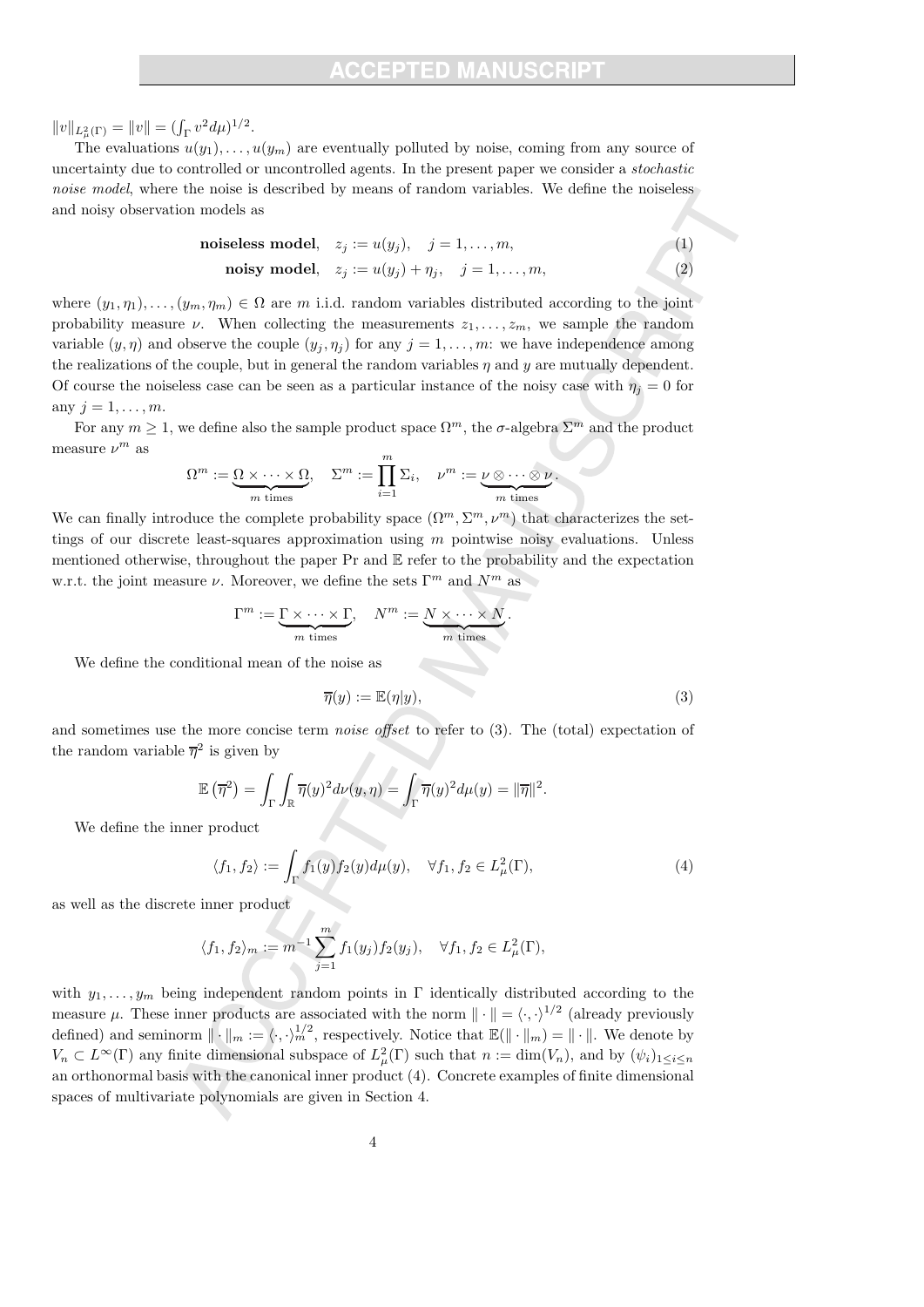$\|v\|_{L^2_\mu(\Gamma)} = \|v\| = (\int_\Gamma v^2 d\mu)^{1/2}$.

The evaluations $u(y_1), \dots, u(y_m)$ are eventually polluted by noise, coming from any source of uncertainty due to controlled or uncontrolled agents. In the present paper we consider a *stochastic noise model*, where the noise is described by means of random variables. We define the noiseless and noisy observation models as

$$\textbf{noiseless model}, \quad z_j := u(y_j), \quad j = 1, \dots, m, \tag{1}$$

$$\textbf{noisy model}, \quad z_j := u(y_j) + \eta_j, \quad j = 1, \dots, m, \tag{2}$$

where $(y_1, \eta_1), \dots, (y_m, \eta_m) \in \Omega$ are $m$ i.i.d. random variables distributed according to the joint probability measure $\nu$. When collecting the measurements $z_1, \dots, z_m$, we sample the random variable $(y, \eta)$ and observe the couple $(y_j, \eta_j)$ for any $j = 1, \dots, m$: we have independence among the realizations of the couple, but in general the random variables $\eta$ and $y$ are mutually dependent. Of course the noiseless case can be seen as a particular instance of the noisy case with $\eta_j = 0$ for any $j = 1, \dots, m$.

For any $m \geq 1$, we define also the sample product space $\Omega^m$, the $\sigma$-algebra $\Sigma^m$ and the product measure $\nu^m$ as

$$\Omega^m := \underbrace{\Omega \times \cdots \times \Omega}_{m \text{ times}}, \quad \Sigma^m := \prod_{i=1}^m \Sigma_i, \quad \nu^m := \underbrace{\nu \otimes \cdots \otimes \nu}_{m \text{ times}}.$$

We can finally introduce the complete probability space $(\Omega^m, \Sigma^m, \nu^m)$ that characterizes the settings of our discrete least-squares approximation using $m$ pointwise noisy evaluations. Unless mentioned otherwise, throughout the paper Pr and $\mathbb{E}$ refer to the probability and the expectation w.r.t. the joint measure $\nu$. Moreover, we define the sets $\Gamma^m$ and $N^m$ as

$$\Gamma^m := \underbrace{\Gamma \times \cdots \times \Gamma}_{m \text{ times}}, \quad N^m := \underbrace{N \times \cdots \times N}_{m \text{ times}}.$$

We define the conditional mean of the noise as

$$\overline{\eta}(y) := \mathbb{E}(\eta | y), \tag{3}$$

and sometimes use the more concise term *noise offset* to refer to (3). The (total) expectation of the random variable $\overline{\eta}^2$ is given by

$$\mathbb{E}\left(\overline{\eta}^2\right) = \int_\Gamma \int_\mathbb{R} \overline{\eta}(y)^2 d\nu(y, \eta) = \int_\Gamma \overline{\eta}(y)^2 d\mu(y) = \|\overline{\eta}\|^2.$$

We define the inner product

$$\langle f_1, f_2 \rangle := \int_\Gamma f_1(y) f_2(y) d\mu(y), \quad \forall f_1, f_2 \in L^2_\mu(\Gamma), \tag{4}$$

as well as the discrete inner product

$$\langle f_1, f_2 \rangle_m := m^{-1} \sum_{j=1}^m f_1(y_j) f_2(y_j), \quad \forall f_1, f_2 \in L^2_\mu(\Gamma),$$

with $y_1, \dots, y_m$ being independent random points in $\Gamma$ identically distributed according to the measure $\mu$. These inner products are associated with the norm $\|\cdot\| = \langle \cdot, \cdot \rangle^{1/2}$ (already previously defined) and seminorm $\|\cdot\|_m := \langle \cdot, \cdot \rangle_m^{1/2}$, respectively. Notice that $\mathbb{E}(\|\cdot\|_m) = \|\cdot\|$. We denote by $V_n \subset L^\infty(\Gamma)$ any finite dimensional subspace of $L^2_\mu(\Gamma)$ such that $n := \dim(V_n)$, and by $(\psi_i)_{1 \leq i \leq n}$ an orthonormal basis with the canonical inner product (4). Concrete examples of finite dimensional spaces of multivariate polynomials are given in Section 4.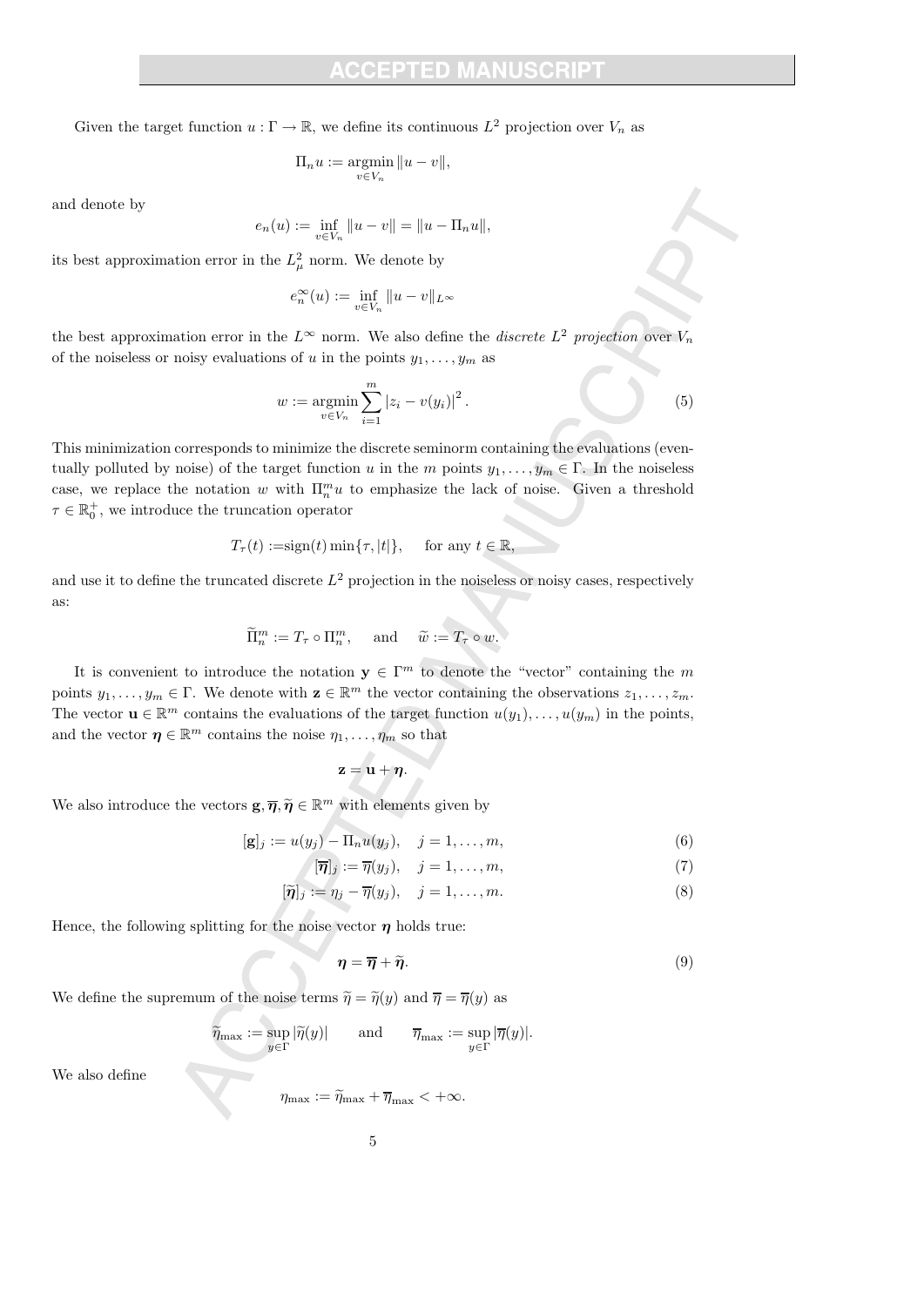Given the target function $u : \Gamma \to \mathbb{R}$, we define its continuous $L^2$ projection over $V_n$ as

$$\Pi_n u := \underset{v \in V_n}{\operatorname{argmin}} \|u - v\|,$$

and denote by

$$e_n(u) := \inf_{v \in V_n} \|u - v\| = \|u - \Pi_n u\|,$$

its best approximation error in the $L^2_\mu$ norm. We denote by

$$e_n^\infty(u) := \inf_{v \in V_n} \|u - v\|_{L^\infty}$$

the best approximation error in the $L^\infty$ norm. We also define the *discrete $L^2$ projection* over $V_n$ of the noiseless or noisy evaluations of $u$ in the points $y_1, \ldots, y_m$ as

$$w := \underset{v \in V_n}{\operatorname{argmin}} \sum_{i=1}^{m} |z_i - v(y_i)|^2. \tag{5}$$

This minimization corresponds to minimize the discrete seminorm containing the evaluations (eventually polluted by noise) of the target function $u$ in the $m$ points $y_1, \ldots, y_m \in \Gamma$. In the noiseless case, we replace the notation $w$ with $\Pi_n^m u$ to emphasize the lack of noise. Given a threshold $\tau \in \mathbb{R}_0^+$, we introduce the truncation operator

$$T_\tau(t) := \operatorname{sign}(t) \min\{\tau, |t|\}, \quad \text{for any } t \in \mathbb{R},$$

and use it to define the truncated discrete $L^2$ projection in the noiseless or noisy cases, respectively as:

$$\widetilde{\Pi}_n^m := T_\tau \circ \Pi_n^m, \quad \text{and} \quad \widetilde{w} := T_\tau \circ w.$$

It is convenient to introduce the notation $\mathbf{y} \in \Gamma^m$ to denote the "vector" containing the $m$ points $y_1, \ldots, y_m \in \Gamma$. We denote with $\mathbf{z} \in \mathbb{R}^m$ the vector containing the observations $z_1, \ldots, z_m$. The vector $\mathbf{u} \in \mathbb{R}^m$ contains the evaluations of the target function $u(y_1), \ldots, u(y_m)$ in the points, and the vector $\boldsymbol{\eta} \in \mathbb{R}^m$ contains the noise $\eta_1, \ldots, \eta_m$ so that

$$\mathbf{z} = \mathbf{u} + \boldsymbol{\eta}.$$

We also introduce the vectors $\mathbf{g}, \overline{\boldsymbol{\eta}}, \widetilde{\boldsymbol{\eta}} \in \mathbb{R}^m$ with elements given by

$$[\mathbf{g}]_j := u(y_j) - \Pi_n u(y_j), \quad j = 1, \ldots, m, \tag{6}$$

$$[\overline{\boldsymbol{\eta}}]_j := \overline{\eta}(y_j), \quad j = 1, \ldots, m, \tag{7}$$

$$[\widetilde{\boldsymbol{\eta}}]_j := \eta_j - \overline{\eta}(y_j), \quad j = 1, \ldots, m. \tag{8}$$

Hence, the following splitting for the noise vector $\boldsymbol{\eta}$ holds true:

$$\boldsymbol{\eta} = \overline{\boldsymbol{\eta}} + \widetilde{\boldsymbol{\eta}}. \tag{9}$$

We define the supremum of the noise terms $\widetilde{\eta} = \widetilde{\eta}(y)$ and $\overline{\eta} = \overline{\eta}(y)$ as

$$\widetilde{\eta}_{\max} := \sup_{y \in \Gamma} |\widetilde{\eta}(y)| \qquad \text{and} \qquad \overline{\eta}_{\max} := \sup_{y \in \Gamma} |\overline{\eta}(y)|.$$

We also define

$$\eta_{\max} := \widetilde{\eta}_{\max} + \overline{\eta}_{\max} < +\infty.$$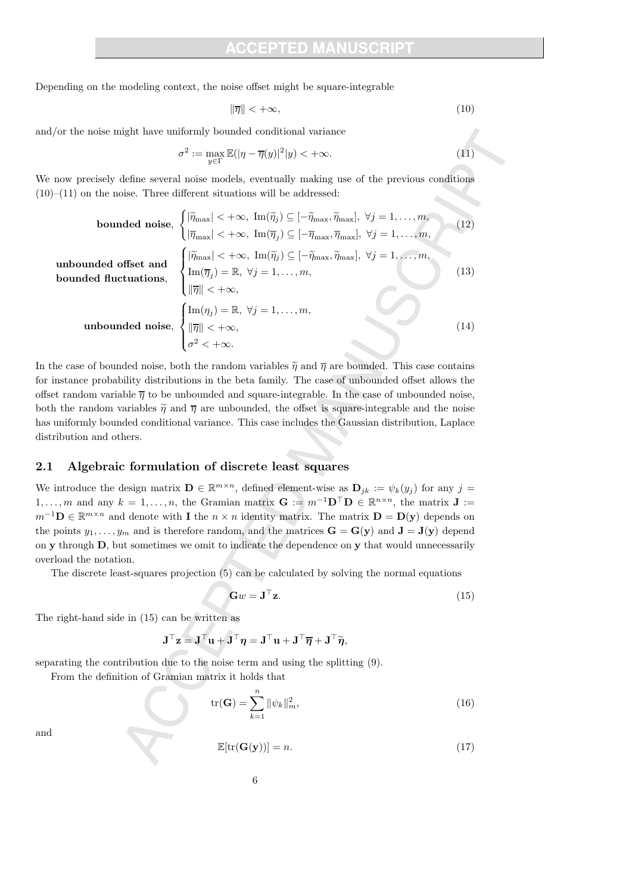Depending on the modeling context, the noise offset might be square-integrable

$$\|\overline{\eta}\| < +\infty, \tag{10}$$

and/or the noise might have uniformly bounded conditional variance

$$\sigma^2 := \max_{y\in\Gamma} \mathbb{E}(|\eta - \overline{\eta}(y)|^2|y) < +\infty. \tag{11}$$

We now precisely define several noise models, eventually making use of the previous conditions (10)–(11) on the noise. Three different situations will be addressed:

$$\textbf{bounded noise}, \quad \begin{cases} |\widetilde{\eta}_{\max}| < +\infty, \ \mathrm{Im}(\widetilde{\eta}_j) \subseteq [-\widetilde{\eta}_{\max}, \widetilde{\eta}_{\max}], \ \forall j = 1,\dots,m, \\ |\overline{\eta}_{\max}| < +\infty, \ \mathrm{Im}(\overline{\eta}_j) \subseteq [-\overline{\eta}_{\max}, \overline{\eta}_{\max}], \ \forall j = 1,\dots,m, \end{cases} \tag{12}$$

$$\begin{array}{c}\textbf{unbounded offset and} \\ \textbf{bounded fluctuations},\end{array} \quad \begin{cases} |\widetilde{\eta}_{\max}| < +\infty, \ \mathrm{Im}(\widetilde{\eta}_j) \subseteq [-\widetilde{\eta}_{\max}, \widetilde{\eta}_{\max}], \ \forall j = 1,\dots,m, \\ \mathrm{Im}(\overline{\eta}_j) = \mathbb{R}, \ \forall j = 1,\dots,m, \\ \|\overline{\eta}\| < +\infty, \end{cases} \tag{13}$$

$$\textbf{unbounded noise}, \quad \begin{cases} \mathrm{Im}(\eta_j) = \mathbb{R}, \ \forall j = 1,\dots,m, \\ \|\overline{\eta}\| < +\infty, \\ \sigma^2 < +\infty. \end{cases} \tag{14}$$

In the case of bounded noise, both the random variables $\widetilde{\eta}$ and $\overline{\eta}$ are bounded. This case contains for instance probability distributions in the beta family. The case of unbounded offset allows the offset random variable $\overline{\eta}$ to be unbounded and square-integrable. In the case of unbounded noise, both the random variables $\widetilde{\eta}$ and $\overline{\eta}$ are unbounded, the offset is square-integrable and the noise has uniformly bounded conditional variance. This case includes the Gaussian distribution, Laplace distribution and others.

## 2.1 Algebraic formulation of discrete least squares

We introduce the design matrix $\mathbf{D} \in \mathbb{R}^{m\times n}$, defined element-wise as $\mathbf{D}_{jk} := \psi_k(y_j)$ for any $j = 1,\dots,m$ and any $k = 1,\dots,n$, the Gramian matrix $\mathbf{G} := m^{-1}\mathbf{D}^\top\mathbf{D} \in \mathbb{R}^{n\times n}$, the matrix $\mathbf{J} := m^{-1}\mathbf{D} \in \mathbb{R}^{m\times n}$ and denote with $\mathbf{I}$ the $n \times n$ identity matrix. The matrix $\mathbf{D} = \mathbf{D}(\mathbf{y})$ depends on the points $y_1,\dots,y_m$ and is therefore random, and the matrices $\mathbf{G} = \mathbf{G}(\mathbf{y})$ and $\mathbf{J} = \mathbf{J}(\mathbf{y})$ depend on $\mathbf{y}$ through $\mathbf{D}$, but sometimes we omit to indicate the dependence on $\mathbf{y}$ that would unnecessarily overload the notation.

The discrete least-squares projection (5) can be calculated by solving the normal equations

$$\mathbf{G}w = \mathbf{J}^\top\mathbf{z}. \tag{15}$$

The right-hand side in (15) can be written as

$$\mathbf{J}^\top\mathbf{z} = \mathbf{J}^\top\mathbf{u} + \mathbf{J}^\top\boldsymbol{\eta} = \mathbf{J}^\top\mathbf{u} + \mathbf{J}^\top\overline{\boldsymbol{\eta}} + \mathbf{J}^\top\widetilde{\boldsymbol{\eta}},$$

separating the contribution due to the noise term and using the splitting (9).

From the definition of Gramian matrix it holds that

$$\mathrm{tr}(\mathbf{G}) = \sum_{k=1}^{n} \|\psi_k\|_m^2, \tag{16}$$

and

$$\mathbb{E}[\mathrm{tr}(\mathbf{G}(\mathbf{y}))] = n. \tag{17}$$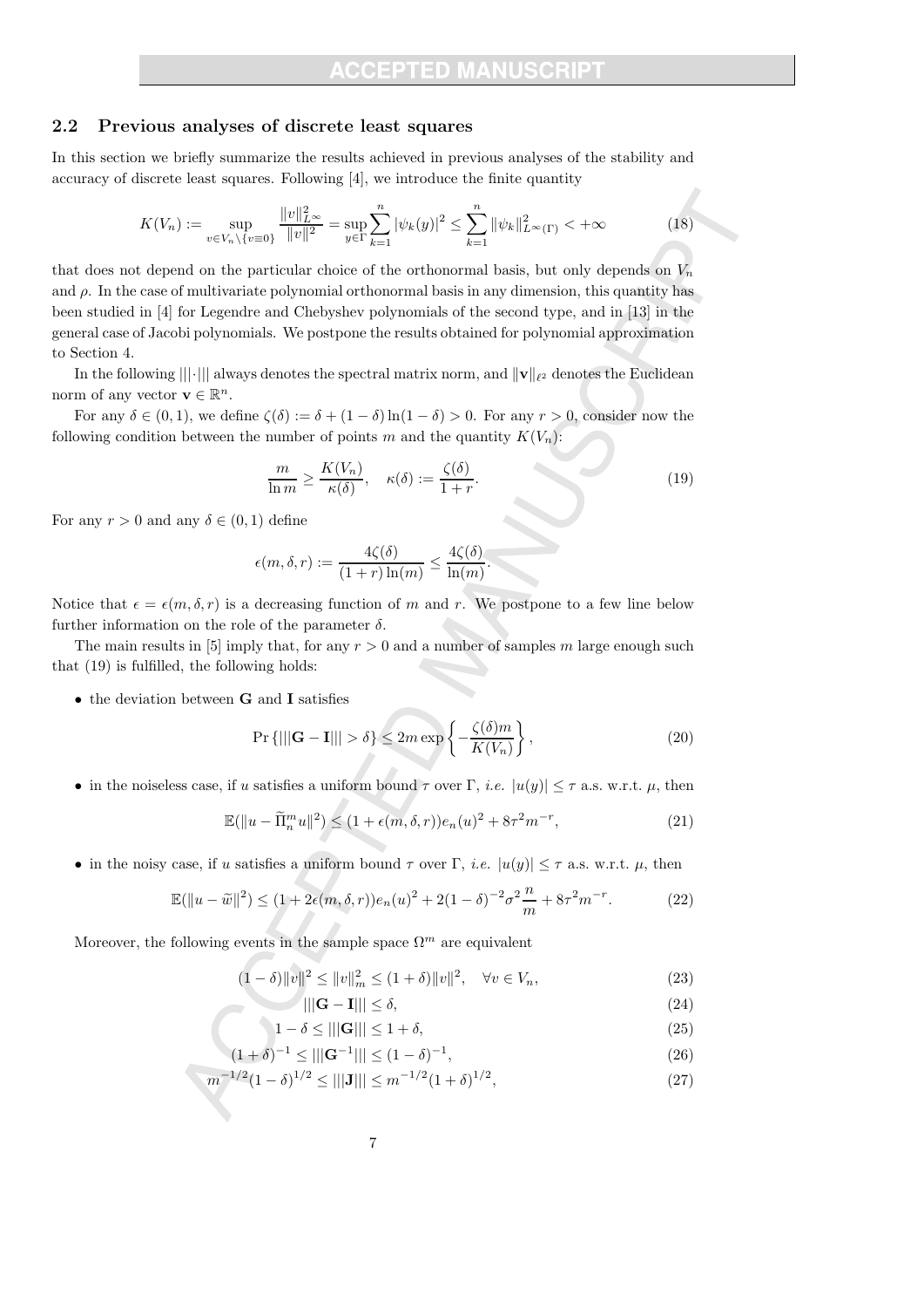### 2.2 Previous analyses of discrete least squares

In this section we briefly summarize the results achieved in previous analyses of the stability and accuracy of discrete least squares. Following [4], we introduce the finite quantity

$$K(V_n) := \sup_{v \in V_n \setminus \{v \equiv 0\}} \frac{\|v\|_{L^\infty}^2}{\|v\|^2} = \sup_{y \in \Gamma} \sum_{k=1}^{n} |\psi_k(y)|^2 \leq \sum_{k=1}^{n} \|\psi_k\|_{L^\infty(\Gamma)}^2 < +\infty \tag{18}$$

that does not depend on the particular choice of the orthonormal basis, but only depends on $V_n$ and $\rho$. In the case of multivariate polynomial orthonormal basis in any dimension, this quantity has been studied in [4] for Legendre and Chebyshev polynomials of the second type, and in [13] in the general case of Jacobi polynomials. We postpone the results obtained for polynomial approximation to Section 4.

In the following $|||\cdot|||$ always denotes the spectral matrix norm, and $\|\mathbf{v}\|_{\ell^2}$ denotes the Euclidean norm of any vector $\mathbf{v} \in \mathbb{R}^n$.

For any $\delta \in (0,1)$, we define $\zeta(\delta) := \delta + (1-\delta)\ln(1-\delta) > 0$. For any $r > 0$, consider now the following condition between the number of points $m$ and the quantity $K(V_n)$:

$$\frac{m}{\ln m} \geq \frac{K(V_n)}{\kappa(\delta)}, \quad \kappa(\delta) := \frac{\zeta(\delta)}{1+r}. \tag{19}$$

For any $r > 0$ and any $\delta \in (0,1)$ define

$$\epsilon(m,\delta,r) := \frac{4\zeta(\delta)}{(1+r)\ln(m)} \leq \frac{4\zeta(\delta)}{\ln(m)}.$$

Notice that $\epsilon = \epsilon(m,\delta,r)$ is a decreasing function of $m$ and $r$. We postpone to a few line below further information on the role of the parameter $\delta$.

The main results in [5] imply that, for any $r > 0$ and a number of samples $m$ large enough such that (19) is fulfilled, the following holds:

- the deviation between $\mathbf{G}$ and $\mathbf{I}$ satisfies

$$\Pr\{|||\mathbf{G} - \mathbf{I}||| > \delta\} \leq 2m \exp\left\{-\frac{\zeta(\delta)m}{K(V_n)}\right\}, \tag{20}$$

- in the noiseless case, if $u$ satisfies a uniform bound $\tau$ over $\Gamma$, *i.e.* $|u(y)| \leq \tau$ a.s. w.r.t. $\mu$, then

$$\mathbb{E}(\|u - \widetilde{\Pi}_n^m u\|^2) \leq (1 + \epsilon(m,\delta,r))e_n(u)^2 + 8\tau^2 m^{-r}, \tag{21}$$

- in the noisy case, if $u$ satisfies a uniform bound $\tau$ over $\Gamma$, *i.e.* $|u(y)| \leq \tau$ a.s. w.r.t. $\mu$, then

$$\mathbb{E}(\|u - \widetilde{w}\|^2) \leq (1 + 2\epsilon(m,\delta,r))e_n(u)^2 + 2(1-\delta)^{-2}\sigma^2\frac{n}{m} + 8\tau^2 m^{-r}. \tag{22}$$

Moreover, the following events in the sample space $\Omega^m$ are equivalent

$$(1-\delta)\|v\|^2 \leq \|v\|_m^2 \leq (1+\delta)\|v\|^2, \quad \forall v \in V_n, \tag{23}$$

$$|||\mathbf{G} - \mathbf{I}||| \leq \delta, \tag{24}$$

$$1 - \delta \leq |||\mathbf{G}||| \leq 1 + \delta, \tag{25}$$

$$(1+\delta)^{-1} \leq |||\mathbf{G}^{-1}||| \leq (1-\delta)^{-1}, \tag{26}$$

$$m^{-1/2}(1-\delta)^{1/2} \leq |||\mathbf{J}||| \leq m^{-1/2}(1+\delta)^{1/2}, \tag{27}$$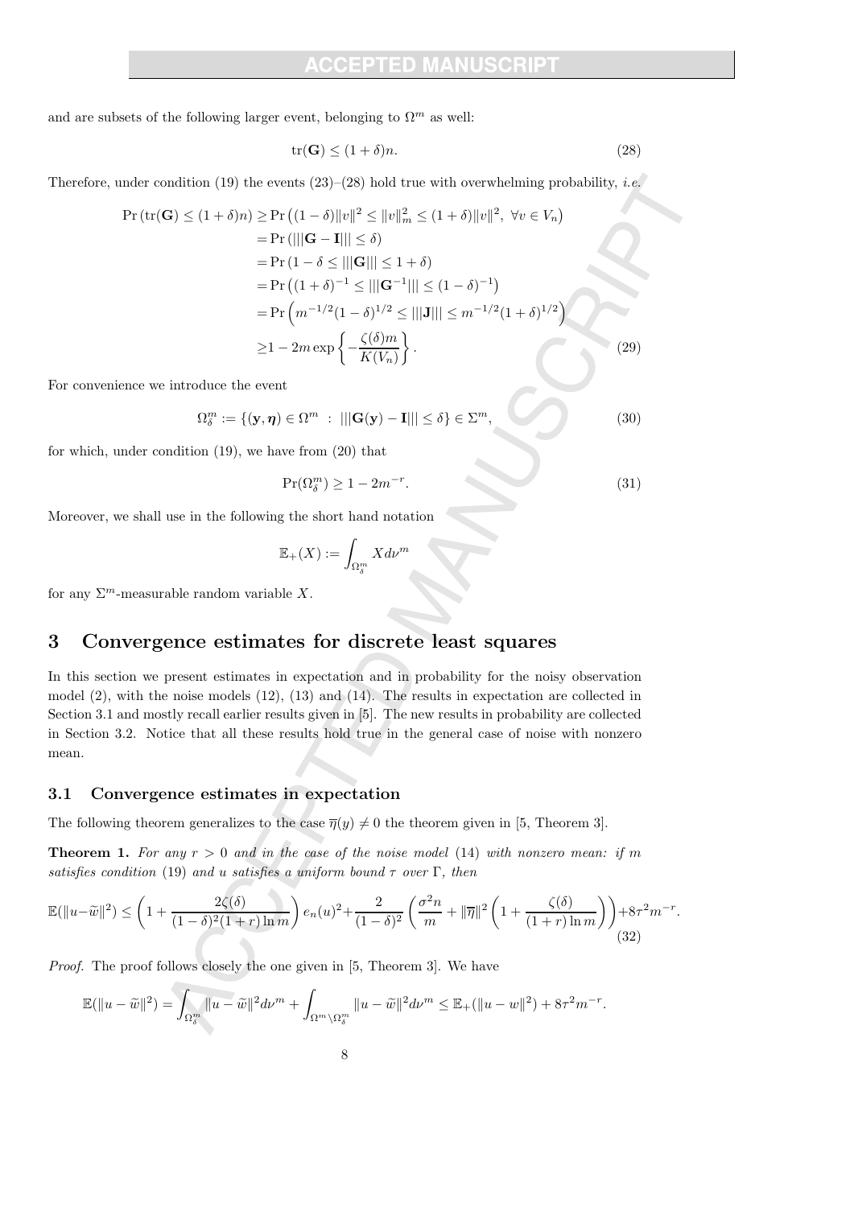and are subsets of the following larger event, belonging to $\Omega^m$ as well:

$$
\mathrm{tr}(\mathbf{G}) \leq (1+\delta)n. \tag{28}
$$

Therefore, under condition (19) the events (23)–(28) hold true with overwhelming probability, *i.e.*

$$
\begin{aligned}
\Pr\left(\mathrm{tr}(\mathbf{G}) \leq (1+\delta)n\right) \geq & \Pr\left((1-\delta)\|v\|^2 \leq \|v\|_m^2 \leq (1+\delta)\|v\|^2, \ \forall v \in V_n\right) \\
= & \Pr\left(|||\mathbf{G}-\mathbf{I}||| \leq \delta\right) \\
= & \Pr\left(1-\delta \leq |||\mathbf{G}||| \leq 1+\delta\right) \\
= & \Pr\left((1+\delta)^{-1} \leq |||\mathbf{G}^{-1}||| \leq (1-\delta)^{-1}\right) \\
= & \Pr\left(m^{-1/2}(1-\delta)^{1/2} \leq |||\mathbf{J}||| \leq m^{-1/2}(1+\delta)^{1/2}\right) \\
\geq & 1 - 2m \exp\left\{-\frac{\zeta(\delta) m}{K(V_n)}\right\}.
\end{aligned} \tag{29}
$$

For convenience we introduce the event

$$
\Omega_\delta^m := \{(\mathbf{y}, \boldsymbol{\eta}) \in \Omega^m \ : \ |||\mathbf{G}(\mathbf{y}) - \mathbf{I}||| \leq \delta\} \in \Sigma^m, \tag{30}
$$

for which, under condition (19), we have from (20) that

$$
\Pr(\Omega_\delta^m) \geq 1 - 2m^{-r}. \tag{31}
$$

Moreover, we shall use in the following the short hand notation

$$
\mathbb{E}_+(X) := \int_{\Omega_\delta^m} X d\nu^m
$$

for any $\Sigma^m$-measurable random variable $X$.

## 3 Convergence estimates for discrete least squares

In this section we present estimates in expectation and in probability for the noisy observation model (2), with the noise models (12), (13) and (14). The results in expectation are collected in Section 3.1 and mostly recall earlier results given in [5]. The new results in probability are collected in Section 3.2. Notice that all these results hold true in the general case of noise with nonzero mean.

### 3.1 Convergence estimates in expectation

The following theorem generalizes to the case $\overline{\eta}(y) \neq 0$ the theorem given in [5, Theorem 3].

**Theorem 1.** *For any $r > 0$ and in the case of the noise model (14) with nonzero mean: if $m$ satisfies condition (19) and $u$ satisfies a uniform bound $\tau$ over $\Gamma$, then*

$$
\mathbb{E}(\|u-\widetilde{w}\|^2) \leq \left(1 + \frac{2\zeta(\delta)}{(1-\delta)^2(1+r)\ln m}\right) e_n(u)^2 + \frac{2}{(1-\delta)^2}\left(\frac{\sigma^2 n}{m} + \|\overline{\eta}\|^2\left(1 + \frac{\zeta(\delta)}{(1+r)\ln m}\right)\right) + 8\tau^2 m^{-r}. \tag{32}
$$

*Proof.* The proof follows closely the one given in [5, Theorem 3]. We have

$$
\mathbb{E}(\|u-\widetilde{w}\|^2) = \int_{\Omega_\delta^m} \|u-\widetilde{w}\|^2 d\nu^m + \int_{\Omega^m \setminus \Omega_\delta^m} \|u-\widetilde{w}\|^2 d\nu^m \leq \mathbb{E}_+(\|u-w\|^2) + 8\tau^2 m^{-r}.
$$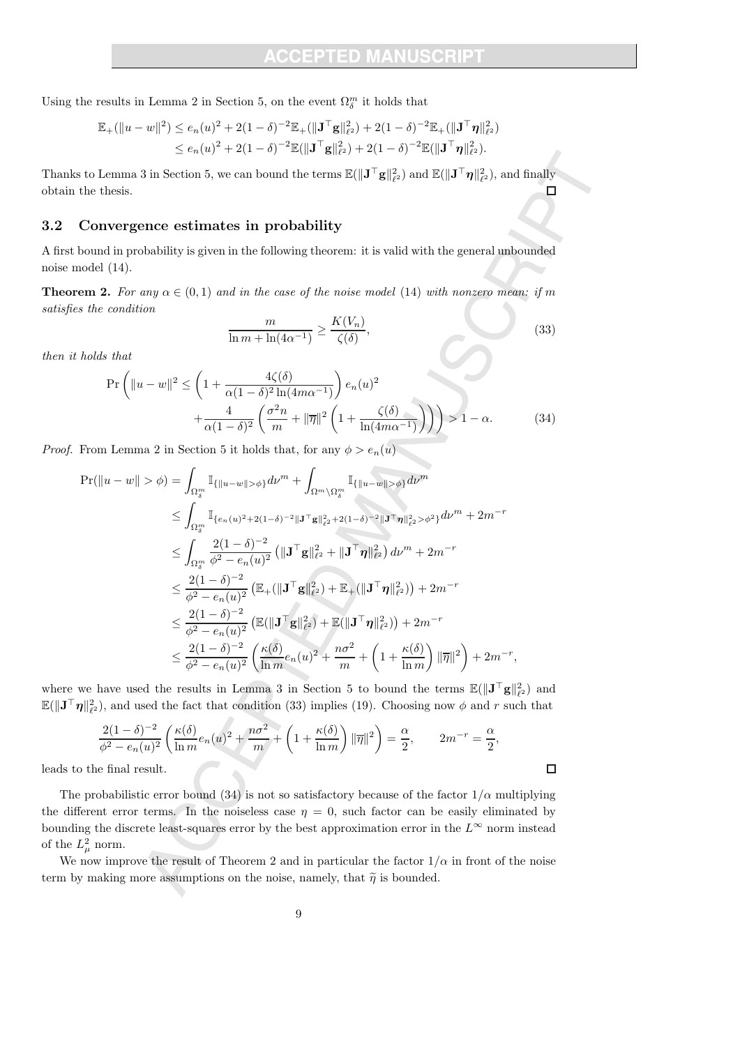Using the results in Lemma 2 in Section 5, on the event $\Omega_\delta^m$ it holds that

$$
\begin{aligned}
\mathbb{E}_+(\|u-w\|^2) &\leq e_n(u)^2 + 2(1-\delta)^{-2}\mathbb{E}_+(\|\mathbf{J}^\top \mathbf{g}\|_{\ell^2}^2) + 2(1-\delta)^{-2}\mathbb{E}_+(\|\mathbf{J}^\top \boldsymbol{\eta}\|_{\ell^2}^2) \\
&\leq e_n(u)^2 + 2(1-\delta)^{-2}\mathbb{E}(\|\mathbf{J}^\top \mathbf{g}\|_{\ell^2}^2) + 2(1-\delta)^{-2}\mathbb{E}(\|\mathbf{J}^\top \boldsymbol{\eta}\|_{\ell^2}^2).
\end{aligned}
$$

Thanks to Lemma 3 in Section 5, we can bound the terms $\mathbb{E}(\|\mathbf{J}^\top \mathbf{g}\|_{\ell^2}^2)$ and $\mathbb{E}(\|\mathbf{J}^\top \boldsymbol{\eta}\|_{\ell^2}^2)$, and finally obtain the thesis. □

### 3.2 Convergence estimates in probability

A first bound in probability is given in the following theorem: it is valid with the general unbounded noise model (14).

**Theorem 2.** *For any $\alpha \in (0,1)$ and in the case of the noise model* (14) *with nonzero mean: if $m$ satisfies the condition*

$$
\frac{m}{\ln m + \ln(4\alpha^{-1})} \geq \frac{K(V_n)}{\zeta(\delta)}, \tag{33}
$$

*then it holds that*

$$
\begin{aligned}
\Pr\Bigg( \|u-w\|^2 \leq & \left(1 + \frac{4\zeta(\delta)}{\alpha(1-\delta)^2 \ln(4m\alpha^{-1})}\right) e_n(u)^2 \\
& + \frac{4}{\alpha(1-\delta)^2}\left( \frac{\sigma^2 n}{m} + \|\overline{\eta}\|^2 \left(1 + \frac{\zeta(\delta)}{\ln(4m\alpha^{-1})}\right)\right)\Bigg) > 1-\alpha. 
\end{aligned}\tag{34}
$$

*Proof.* From Lemma 2 in Section 5 it holds that, for any $\phi > e_n(u)$

$$
\begin{aligned}
\Pr(\|u-w\| > \phi) &= \int_{\Omega_\delta^m} \mathbb{I}_{\{\|u-w\|>\phi\}} d\nu^m + \int_{\Omega^m \setminus \Omega_\delta^m} \mathbb{I}_{\{\|u-w\|>\phi\}} d\nu^m \\
&\leq \int_{\Omega_\delta^m} \mathbb{I}_{\{e_n(u)^2 + 2(1-\delta)^{-2}\|\mathbf{J}^\top \mathbf{g}\|_{\ell^2}^2 + 2(1-\delta)^{-2}\|\mathbf{J}^\top \boldsymbol{\eta}\|_{\ell^2}^2 > \phi^2\}} d\nu^m + 2m^{-r} \\
&\leq \int_{\Omega_\delta^m} \frac{2(1-\delta)^{-2}}{\phi^2 - e_n(u)^2}\left(\|\mathbf{J}^\top \mathbf{g}\|_{\ell^2}^2 + \|\mathbf{J}^\top \boldsymbol{\eta}\|_{\ell^2}^2\right) d\nu^m + 2m^{-r} \\
&\leq \frac{2(1-\delta)^{-2}}{\phi^2 - e_n(u)^2}\left(\mathbb{E}_+(\|\mathbf{J}^\top \mathbf{g}\|_{\ell^2}^2) + \mathbb{E}_+(\|\mathbf{J}^\top \boldsymbol{\eta}\|_{\ell^2}^2)\right) + 2m^{-r} \\
&\leq \frac{2(1-\delta)^{-2}}{\phi^2 - e_n(u)^2}\left(\mathbb{E}(\|\mathbf{J}^\top \mathbf{g}\|_{\ell^2}^2) + \mathbb{E}(\|\mathbf{J}^\top \boldsymbol{\eta}\|_{\ell^2}^2)\right) + 2m^{-r} \\
&\leq \frac{2(1-\delta)^{-2}}{\phi^2 - e_n(u)^2}\left(\frac{\kappa(\delta)}{\ln m} e_n(u)^2 + \frac{n\sigma^2}{m} + \left(1 + \frac{\kappa(\delta)}{\ln m}\right)\|\overline{\eta}\|^2\right) + 2m^{-r},
\end{aligned}
$$

where we have used the results in Lemma 3 in Section 5 to bound the terms $\mathbb{E}(\|\mathbf{J}^\top \mathbf{g}\|_{\ell^2}^2)$ and $\mathbb{E}(\|\mathbf{J}^\top \boldsymbol{\eta}\|_{\ell^2}^2)$, and used the fact that condition (33) implies (19). Choosing now $\phi$ and $r$ such that

$$
\frac{2(1-\delta)^{-2}}{\phi^2 - e_n(u)^2}\left(\frac{\kappa(\delta)}{\ln m} e_n(u)^2 + \frac{n\sigma^2}{m} + \left(1 + \frac{\kappa(\delta)}{\ln m}\right)\|\overline{\eta}\|^2\right) = \frac{\alpha}{2}, \qquad 2m^{-r} = \frac{\alpha}{2},
$$

leads to the final result. □

The probabilistic error bound (34) is not so satisfactory because of the factor $1/\alpha$ multiplying the different error terms. In the noiseless case $\eta = 0$, such factor can be easily eliminated by bounding the discrete least-squares error by the best approximation error in the $L^\infty$ norm instead of the $L^2_\mu$ norm.

We now improve the result of Theorem 2 and in particular the factor $1/\alpha$ in front of the noise term by making more assumptions on the noise, namely, that $\widetilde{\eta}$ is bounded.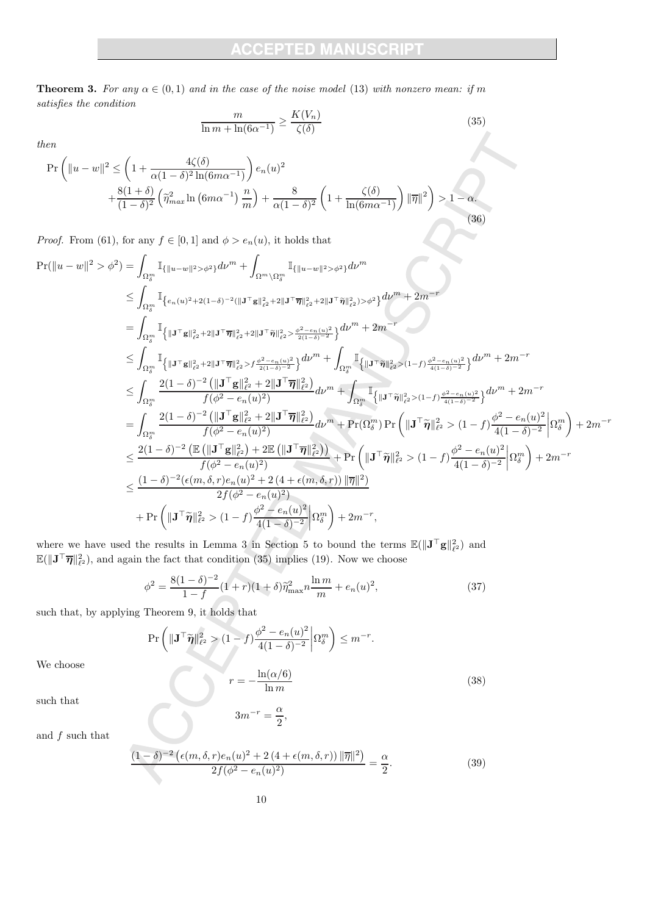**Theorem 3.** *For any $\alpha \in (0,1)$ and in the case of the noise model (13) with nonzero mean: if $m$ satisfies the condition*

$$\frac{m}{\ln m + \ln(6\alpha^{-1})} \geq \frac{K(V_n)}{\zeta(\delta)} \tag{35}$$

*then*

$$\Pr\left( \|u-w\|^2 \leq \left(1 + \frac{4\zeta(\delta)}{\alpha(1-\delta)^2 \ln(6m\alpha^{-1})}\right) e_n(u)^2 \right.$$
$$\left. + \frac{8(1+\delta)}{(1-\delta)^2}\left(\widetilde{\eta}_{max}^2 \ln\left(6m\alpha^{-1}\right)\frac{n}{m}\right) + \frac{8}{\alpha(1-\delta)^2}\left(1 + \frac{\zeta(\delta)}{\ln(6m\alpha^{-1})}\right)\|\overline{\eta}\|^2 \right) > 1-\alpha. \tag{36}$$

*Proof.* From (61), for any $f \in [0,1]$ and $\phi > e_n(u)$, it holds that

$$\begin{aligned}
\Pr(\|u-w\|^2 > \phi^2) &= \int_{\Omega_\delta^m} \mathbb{I}_{\{\|u-w\|^2 > \phi^2\}} d\nu^m + \int_{\Omega^m \setminus \Omega_\delta^m} \mathbb{I}_{\{\|u-w\|^2 > \phi^2\}} d\nu^m \\
&\leq \int_{\Omega_\delta^m} \mathbb{I}_{\left\{e_n(u)^2 + 2(1-\delta)^{-2}(\|\mathbf{J}^\top \mathbf{g}\|_{\ell^2}^2 + 2\|\mathbf{J}^\top \overline{\boldsymbol{\eta}}\|_{\ell^2}^2 + 2\|\mathbf{J}^\top \widetilde{\boldsymbol{\eta}}\|_{\ell^2}^2) > \phi^2\right\}} d\nu^m + 2m^{-r} \\
&= \int_{\Omega_\delta^m} \mathbb{I}_{\left\{\|\mathbf{J}^\top \mathbf{g}\|_{\ell^2}^2 + 2\|\mathbf{J}^\top \overline{\boldsymbol{\eta}}\|_{\ell^2}^2 + 2\|\mathbf{J}^\top \widetilde{\boldsymbol{\eta}}\|_{\ell^2}^2 > \frac{\phi^2 - e_n(u)^2}{2(1-\delta)^{-2}}\right\}} d\nu^m + 2m^{-r} \\
&\leq \int_{\Omega_\delta^m} \mathbb{I}_{\left\{\|\mathbf{J}^\top \mathbf{g}\|_{\ell^2}^2 + 2\|\mathbf{J}^\top \overline{\boldsymbol{\eta}}\|_{\ell^2}^2 > f\frac{\phi^2 - e_n(u)^2}{2(1-\delta)^{-2}}\right\}} d\nu^m + \int_{\Omega_\delta^m} \mathbb{I}_{\left\{\|\mathbf{J}^\top \widetilde{\boldsymbol{\eta}}\|_{\ell^2}^2 > (1-f)\frac{\phi^2 - e_n(u)^2}{4(1-\delta)^{-2}}\right\}} d\nu^m + 2m^{-r} \\
&\leq \int_{\Omega_\delta^m} \frac{2(1-\delta)^{-2}\left(\|\mathbf{J}^\top \mathbf{g}\|_{\ell^2}^2 + 2\|\mathbf{J}^\top \overline{\boldsymbol{\eta}}\|_{\ell^2}^2\right)}{f(\phi^2 - e_n(u)^2)} d\nu^m + \int_{\Omega_\delta^m} \mathbb{I}_{\left\{\|\mathbf{J}^\top \widetilde{\boldsymbol{\eta}}\|_{\ell^2}^2 > (1-f)\frac{\phi^2 - e_n(u)^2}{4(1-\delta)^{-2}}\right\}} d\nu^m + 2m^{-r} \\
&= \int_{\Omega_\delta^m} \frac{2(1-\delta)^{-2}\left(\|\mathbf{J}^\top \mathbf{g}\|_{\ell^2}^2 + 2\|\mathbf{J}^\top \overline{\boldsymbol{\eta}}\|_{\ell^2}^2\right)}{f(\phi^2 - e_n(u)^2)} d\nu^m + \Pr(\Omega_\delta^m)\Pr\left(\|\mathbf{J}^\top \widetilde{\boldsymbol{\eta}}\|_{\ell^2}^2 > (1-f)\frac{\phi^2 - e_n(u)^2}{4(1-\delta)^{-2}}\middle|\Omega_\delta^m\right) + 2m^{-r} \\
&\leq \frac{2(1-\delta)^{-2}\left(\mathbb{E}\left(\|\mathbf{J}^\top \mathbf{g}\|_{\ell^2}^2\right) + 2\mathbb{E}\left(\|\mathbf{J}^\top \overline{\boldsymbol{\eta}}\|_{\ell^2}^2\right)\right)}{f(\phi^2 - e_n(u)^2)} + \Pr\left(\|\mathbf{J}^\top \widetilde{\boldsymbol{\eta}}\|_{\ell^2}^2 > (1-f)\frac{\phi^2 - e_n(u)^2}{4(1-\delta)^{-2}}\middle|\Omega_\delta^m\right) + 2m^{-r} \\
&\leq \frac{(1-\delta)^{-2}(\epsilon(m,\delta,r)e_n(u)^2 + 2\left(4 + \epsilon(m,\delta,r)\right)\|\overline{\eta}\|^2)}{2f(\phi^2 - e_n(u)^2)} \\
&\quad + \Pr\left(\|\mathbf{J}^\top \widetilde{\boldsymbol{\eta}}\|_{\ell^2}^2 > (1-f)\frac{\phi^2 - e_n(u)^2}{4(1-\delta)^{-2}}\middle|\Omega_\delta^m\right) + 2m^{-r},
\end{aligned}$$

where we have used the results in Lemma 3 in Section 5 to bound the terms $\mathbb{E}(\|\mathbf{J}^\top \mathbf{g}\|_{\ell^2}^2)$ and $\mathbb{E}(\|\mathbf{J}^\top \overline{\boldsymbol{\eta}}\|_{\ell^2}^2)$, and again the fact that condition (35) implies (19). Now we choose

$$\phi^2 = \frac{8(1-\delta)^{-2}}{1-f}(1+r)(1+\delta)\widetilde{\eta}_{\max}^2 n \frac{\ln m}{m} + e_n(u)^2, \tag{37}$$

such that, by applying Theorem 9, it holds that

$$\Pr\left(\|\mathbf{J}^\top \widetilde{\boldsymbol{\eta}}\|_{\ell^2}^2 > (1-f)\frac{\phi^2 - e_n(u)^2}{4(1-\delta)^{-2}}\middle|\Omega_\delta^m\right) \leq m^{-r}.$$

We choose

$$r = -\frac{\ln(\alpha/6)}{\ln m} \tag{38}$$

such that

$$3m^{-r} = \frac{\alpha}{2},$$

and $f$ such that

$$\frac{(1-\delta)^{-2}\left(\epsilon(m,\delta,r)e_n(u)^2 + 2\left(4 + \epsilon(m,\delta,r)\right)\|\overline{\eta}\|^2\right)}{2f(\phi^2 - e_n(u)^2)} = \frac{\alpha}{2}. \tag{39}$$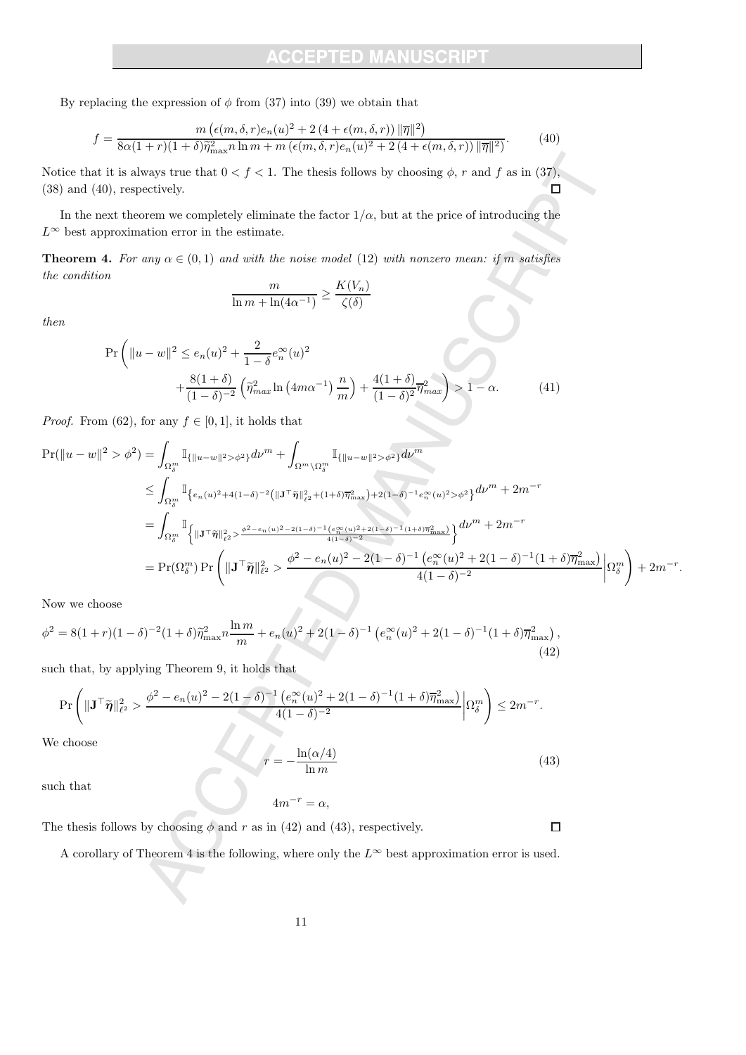By replacing the expression of $\phi$ from (37) into (39) we obtain that

$$f = \frac{m\left(\epsilon(m,\delta,r)e_n(u)^2 + 2\left(4+\epsilon(m,\delta,r)\right)\|\overline{\eta}\|^2\right)}{8\alpha(1+r)(1+\delta)\widetilde{\eta}^2_{\max} n \ln m + m\left(\epsilon(m,\delta,r)e_n(u)^2 + 2\left(4+\epsilon(m,\delta,r)\right)\|\overline{\eta}\|^2\right)}. \tag{40}$$

Notice that it is always true that $0 < f < 1$. The thesis follows by choosing $\phi$, $r$ and $f$ as in (37), (38) and (40), respectively. $\square$

In the next theorem we completely eliminate the factor $1/\alpha$, but at the price of introducing the $L^\infty$ best approximation error in the estimate.

**Theorem 4.** *For any $\alpha \in (0,1)$ and with the noise model (12) with nonzero mean: if $m$ satisfies the condition*

$$\frac{m}{\ln m + \ln(4\alpha^{-1})} \geq \frac{K(V_n)}{\zeta(\delta)}$$

*then*

$$\Pr\Bigg(\|u-w\|^2 \leq e_n(u)^2 + \frac{2}{1-\delta}e_n^\infty(u)^2 + \frac{8(1+\delta)}{(1-\delta)^{-2}}\left(\widetilde{\eta}^2_{max}\ln\left(4m\alpha^{-1}\right)\frac{n}{m}\right) + \frac{4(1+\delta)}{(1-\delta)^2}\overline{\eta}^2_{max}\Bigg) > 1-\alpha. \tag{41}$$

*Proof.* From (62), for any $f \in [0,1]$, it holds that

$$\begin{aligned}
\Pr(\|u-w\|^2 > \phi^2) &= \int_{\Omega^m_\delta} \mathbb{I}_{\{\|u-w\|^2>\phi^2\}} d\nu^m + \int_{\Omega^m \setminus \Omega^m_\delta} \mathbb{I}_{\{\|u-w\|^2>\phi^2\}} d\nu^m \\
&\leq \int_{\Omega^m_\delta} \mathbb{I}_{\left\{e_n(u)^2 + 4(1-\delta)^{-2}\left(\|\mathbf{J}^\top \widetilde{\boldsymbol{\eta}}\|^2_{\ell^2} + (1+\delta)\overline{\eta}^2_{\max}\right) + 2(1-\delta)^{-1}e_n^\infty(u)^2 > \phi^2\right\}} d\nu^m + 2m^{-r} \\
&= \int_{\Omega^m_\delta} \mathbb{I}_{\left\{\|\mathbf{J}^\top \widetilde{\boldsymbol{\eta}}\|^2_{\ell^2} > \frac{\phi^2 - e_n(u)^2 - 2(1-\delta)^{-1}\left(e_n^\infty(u)^2 + 2(1-\delta)^{-1}(1+\delta)\overline{\eta}^2_{\max}\right)}{4(1-\delta)^{-2}}\right\}} d\nu^m + 2m^{-r} \\
&= \Pr(\Omega^m_\delta)\Pr\left(\|\mathbf{J}^\top \widetilde{\boldsymbol{\eta}}\|^2_{\ell^2} > \frac{\phi^2 - e_n(u)^2 - 2(1-\delta)^{-1}\left(e_n^\infty(u)^2 + 2(1-\delta)^{-1}(1+\delta)\overline{\eta}^2_{\max}\right)}{4(1-\delta)^{-2}}\,\middle|\,\Omega^m_\delta\right) + 2m^{-r}.
\end{aligned}$$

Now we choose

$$\phi^2 = 8(1+r)(1-\delta)^{-2}(1+\delta)\widetilde{\eta}^2_{\max} n\frac{\ln m}{m} + e_n(u)^2 + 2(1-\delta)^{-1}\left(e_n^\infty(u)^2 + 2(1-\delta)^{-1}(1+\delta)\overline{\eta}^2_{\max}\right), \tag{42}$$

such that, by applying Theorem 9, it holds that

$$\Pr\left(\|\mathbf{J}^\top \widetilde{\boldsymbol{\eta}}\|^2_{\ell^2} > \frac{\phi^2 - e_n(u)^2 - 2(1-\delta)^{-1}\left(e_n^\infty(u)^2 + 2(1-\delta)^{-1}(1+\delta)\overline{\eta}^2_{\max}\right)}{4(1-\delta)^{-2}}\,\middle|\,\Omega^m_\delta\right) \leq 2m^{-r}.$$

We choose

$$r = -\frac{\ln(\alpha/4)}{\ln m} \tag{43}$$

such that

$$4m^{-r} = \alpha,$$

The thesis follows by choosing $\phi$ and $r$ as in (42) and (43), respectively. $\square$

A corollary of Theorem 4 is the following, where only the $L^\infty$ best approximation error is used.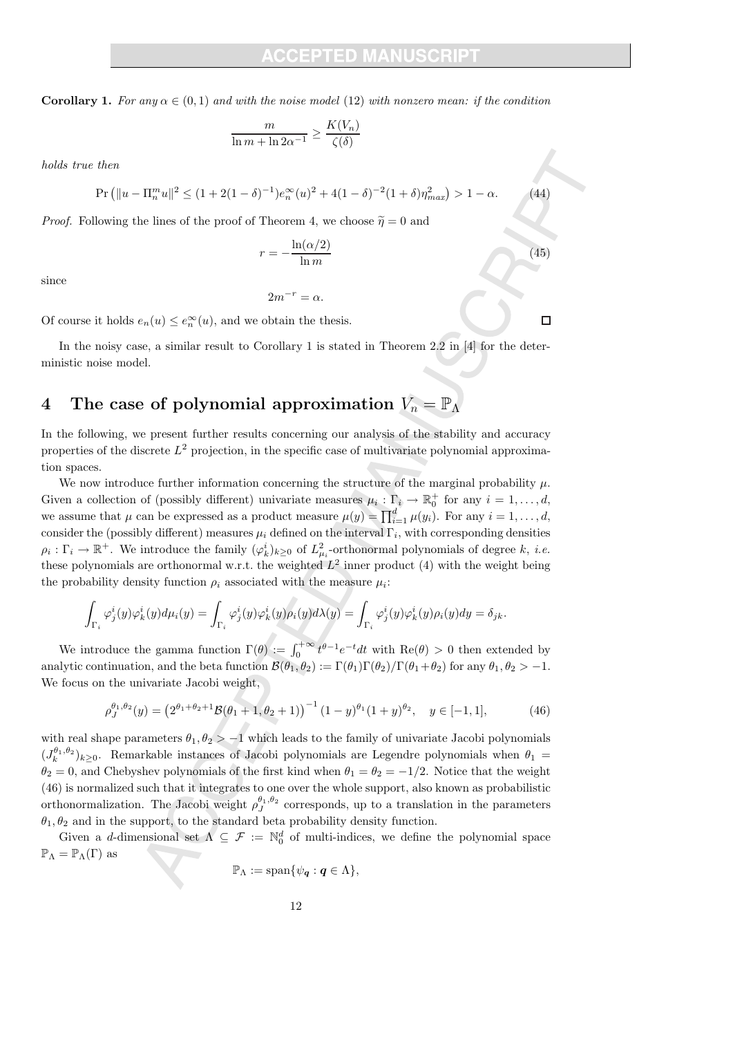**Corollary 1.** *For any $\alpha \in (0,1)$ and with the noise model (12) with nonzero mean: if the condition*

$$\frac{m}{\ln m + \ln 2\alpha^{-1}} \geq \frac{K(V_n)}{\zeta(\delta)}$$

*holds true then*

$$\Pr\left(\|u - \Pi_n^m u\|^2 \leq (1 + 2(1-\delta)^{-1}) e_n^\infty(u)^2 + 4(1-\delta)^{-2}(1+\delta)\eta_{max}^2\right) > 1 - \alpha. \tag{44}$$

*Proof.* Following the lines of the proof of Theorem 4, we choose $\widetilde{\eta} = 0$ and

$$r = -\frac{\ln(\alpha/2)}{\ln m} \tag{45}$$

since

$$2m^{-r} = \alpha.$$

Of course it holds $e_n(u) \leq e_n^\infty(u)$, and we obtain the thesis. ◻

In the noisy case, a similar result to Corollary 1 is stated in Theorem 2.2 in [4] for the deterministic noise model.

# 4 The case of polynomial approximation $V_n = \mathbb{P}_\Lambda$

In the following, we present further results concerning our analysis of the stability and accuracy properties of the discrete $L^2$ projection, in the specific case of multivariate polynomial approximation spaces.

We now introduce further information concerning the structure of the marginal probability $\mu$. Given a collection of (possibly different) univariate measures $\mu_i : \Gamma_i \to \mathbb{R}_0^+$ for any $i = 1, \ldots, d$, we assume that $\mu$ can be expressed as a product measure $\mu(y) = \prod_{i=1}^d \mu(y_i)$. For any $i = 1, \ldots, d$, consider the (possibly different) measures $\mu_i$ defined on the interval $\Gamma_i$, with corresponding densities $\rho_i : \Gamma_i \to \mathbb{R}^+$. We introduce the family $(\varphi_k^i)_{k \geq 0}$ of $L^2_{\mu_i}$-orthonormal polynomials of degree $k$, *i.e.* these polynomials are orthonormal w.r.t. the weighted $L^2$ inner product (4) with the weight being the probability density function $\rho_i$ associated with the measure $\mu_i$:

$$\int_{\Gamma_i} \varphi_j^i(y)\varphi_k^i(y) d\mu_i(y) = \int_{\Gamma_i} \varphi_j^i(y)\varphi_k^i(y)\rho_i(y) d\lambda(y) = \int_{\Gamma_i} \varphi_j^i(y)\varphi_k^i(y)\rho_i(y) dy = \delta_{jk}.$$

We introduce the gamma function $\Gamma(\theta) := \int_0^{+\infty} t^{\theta-1} e^{-t} dt$ with $\mathrm{Re}(\theta) > 0$ then extended by analytic continuation, and the beta function $\mathcal{B}(\theta_1, \theta_2) := \Gamma(\theta_1)\Gamma(\theta_2)/\Gamma(\theta_1 + \theta_2)$ for any $\theta_1, \theta_2 > -1$. We focus on the univariate Jacobi weight,

$$\rho_J^{\theta_1,\theta_2}(y) = \left(2^{\theta_1+\theta_2+1}\mathcal{B}(\theta_1+1, \theta_2+1)\right)^{-1} (1-y)^{\theta_1}(1+y)^{\theta_2}, \quad y \in [-1,1], \tag{46}$$

with real shape parameters $\theta_1, \theta_2 > -1$ which leads to the family of univariate Jacobi polynomials $(J_k^{\theta_1,\theta_2})_{k \geq 0}$. Remarkable instances of Jacobi polynomials are Legendre polynomials when $\theta_1 = \theta_2 = 0$, and Chebyshev polynomials of the first kind when $\theta_1 = \theta_2 = -1/2$. Notice that the weight (46) is normalized such that it integrates to one over the whole support, also known as probabilistic orthonormalization. The Jacobi weight $\rho_J^{\theta_1,\theta_2}$ corresponds, up to a translation in the parameters $\theta_1, \theta_2$ and in the support, to the standard beta probability density function.

Given a $d$-dimensional set $\Lambda \subseteq \mathcal{F} := \mathbb{N}_0^d$ of multi-indices, we define the polynomial space $\mathbb{P}_\Lambda = \mathbb{P}_\Lambda(\Gamma)$ as

$$\mathbb{P}_\Lambda := \mathrm{span}\{\psi_{\boldsymbol{q}} : \boldsymbol{q} \in \Lambda\},$$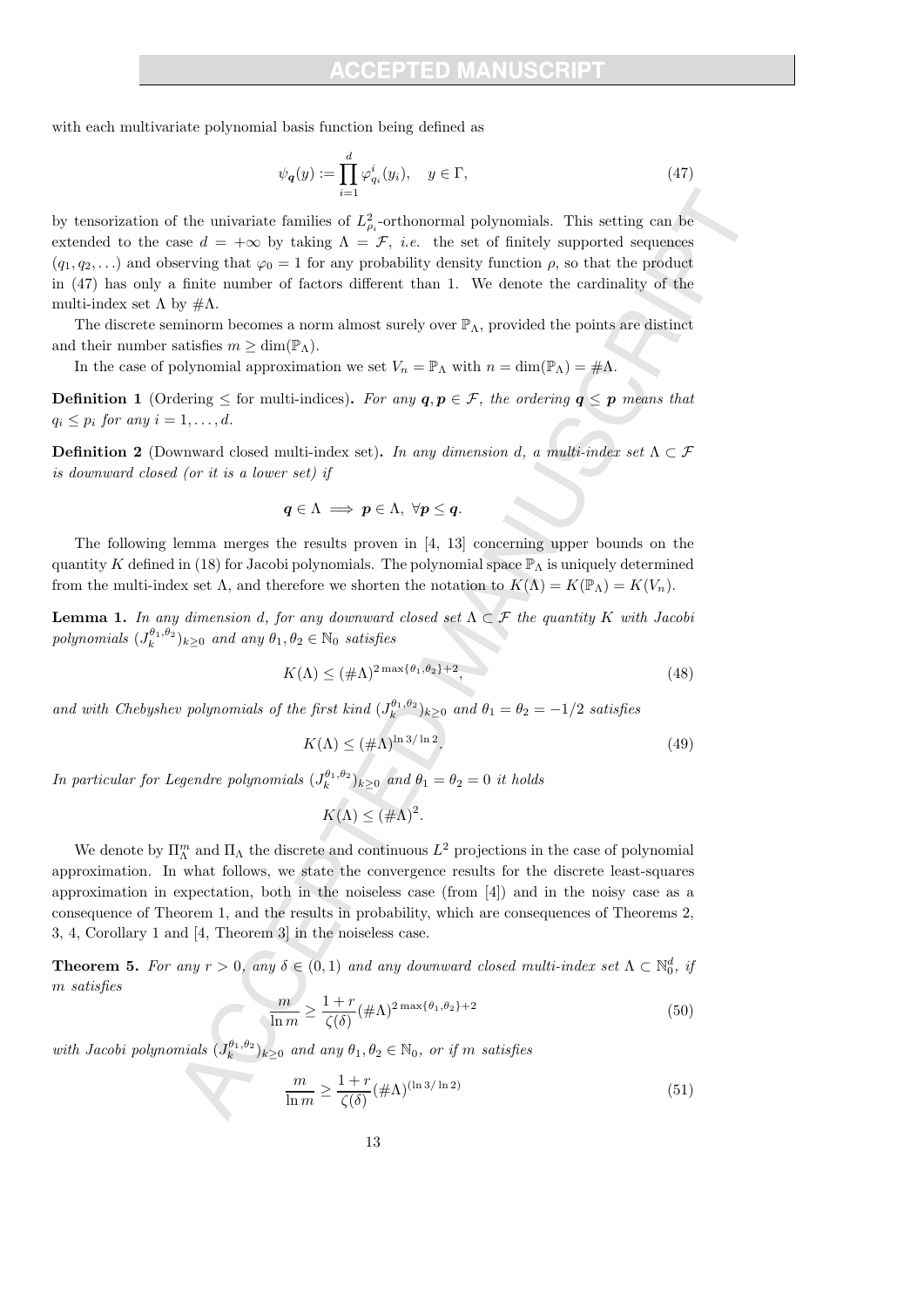with each multivariate polynomial basis function being defined as

$$\psi_{\boldsymbol{q}}(y) := \prod_{i=1}^{d} \varphi^{i}_{q_i}(y_i), \quad y \in \Gamma, \tag{47}$$

by tensorization of the univariate families of $L^2_{\rho_i}$-orthonormal polynomials. This setting can be extended to the case $d = +\infty$ by taking $\Lambda = \mathcal{F}$, *i.e.* the set of finitely supported sequences $(q_1, q_2, \ldots)$ and observing that $\varphi_0 = 1$ for any probability density function $\rho$, so that the product in (47) has only a finite number of factors different than 1. We denote the cardinality of the multi-index set $\Lambda$ by $\#\Lambda$.

The discrete seminorm becomes a norm almost surely over $\mathbb{P}_\Lambda$, provided the points are distinct and their number satisfies $m \geq \dim(\mathbb{P}_\Lambda)$.

In the case of polynomial approximation we set $V_n = \mathbb{P}_\Lambda$ with $n = \dim(\mathbb{P}_\Lambda) = \#\Lambda$.

**Definition 1** (Ordering $\leq$ for multi-indices)**.** *For any $\boldsymbol{q}, \boldsymbol{p} \in \mathcal{F}$, the ordering $\boldsymbol{q} \leq \boldsymbol{p}$ means that $q_i \leq p_i$ for any $i = 1, \ldots, d$.*

**Definition 2** (Downward closed multi-index set)**.** *In any dimension $d$, a multi-index set $\Lambda \subset \mathcal{F}$ is downward closed (or it is a lower set) if*

$$\boldsymbol{q} \in \Lambda \implies \boldsymbol{p} \in \Lambda, \ \forall \boldsymbol{p} \leq \boldsymbol{q}.$$

The following lemma merges the results proven in [4, 13] concerning upper bounds on the quantity $K$ defined in (18) for Jacobi polynomials. The polynomial space $\mathbb{P}_\Lambda$ is uniquely determined from the multi-index set $\Lambda$, and therefore we shorten the notation to $K(\Lambda) = K(\mathbb{P}_\Lambda) = K(V_n)$.

**Lemma 1.** *In any dimension $d$, for any downward closed set $\Lambda \subset \mathcal{F}$ the quantity $K$ with Jacobi polynomials $(J_k^{\theta_1,\theta_2})_{k\geq 0}$ and any $\theta_1, \theta_2 \in \mathbb{N}_0$ satisfies*

$$K(\Lambda) \leq (\#\Lambda)^{2\max\{\theta_1,\theta_2\}+2}, \tag{48}$$

*and with Chebyshev polynomials of the first kind $(J_k^{\theta_1,\theta_2})_{k\geq 0}$ and $\theta_1 = \theta_2 = -1/2$ satisfies*

$$K(\Lambda) \leq (\#\Lambda)^{\ln 3/\ln 2}. \tag{49}$$

*In particular for Legendre polynomials $(J_k^{\theta_1,\theta_2})_{k\geq 0}$ and $\theta_1 = \theta_2 = 0$ it holds*

$$K(\Lambda) \leq (\#\Lambda)^2.$$

We denote by $\Pi^m_\Lambda$ and $\Pi_\Lambda$ the discrete and continuous $L^2$ projections in the case of polynomial approximation. In what follows, we state the convergence results for the discrete least-squares approximation in expectation, both in the noiseless case (from [4]) and in the noisy case as a consequence of Theorem 1, and the results in probability, which are consequences of Theorems 2, 3, 4, Corollary 1 and [4, Theorem 3] in the noiseless case.

**Theorem 5.** *For any $r > 0$, any $\delta \in (0,1)$ and any downward closed multi-index set $\Lambda \subset \mathbb{N}_0^d$, if $m$ satisfies*

$$\frac{m}{\ln m} \geq \frac{1+r}{\zeta(\delta)} (\#\Lambda)^{2\max\{\theta_1,\theta_2\}+2} \tag{50}$$

*with Jacobi polynomials $(J_k^{\theta_1,\theta_2})_{k\geq 0}$ and any $\theta_1, \theta_2 \in \mathbb{N}_0$, or if $m$ satisfies*

$$\frac{m}{\ln m} \geq \frac{1+r}{\zeta(\delta)} (\#\Lambda)^{(\ln 3/\ln 2)} \tag{51}$$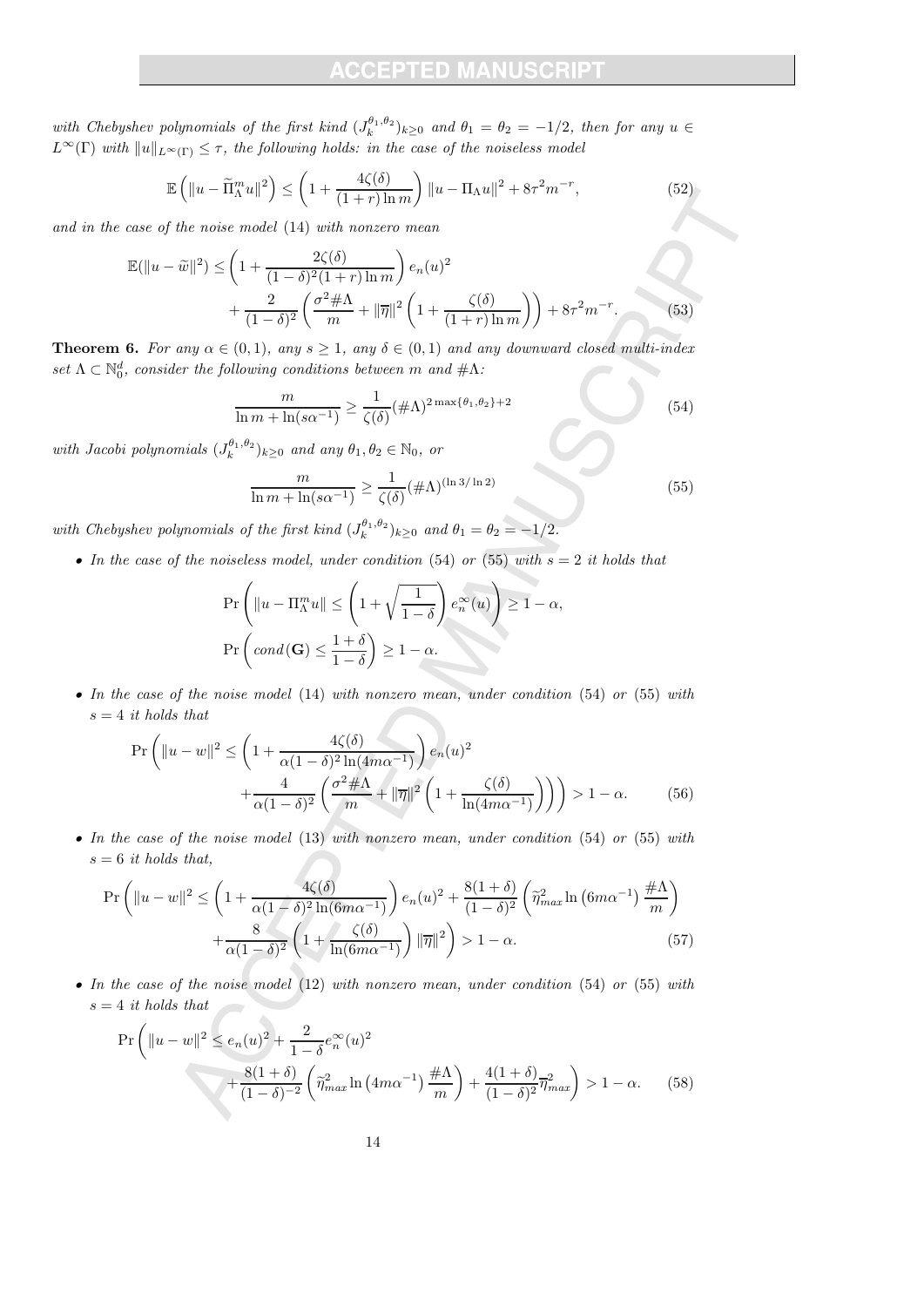*with Chebyshev polynomials of the first kind* $(J_k^{\theta_1,\theta_2})_{k\geq 0}$ *and* $\theta_1 = \theta_2 = -1/2$, *then for any* $u \in L^\infty(\Gamma)$ *with* $\|u\|_{L^\infty(\Gamma)} \leq \tau$, *the following holds: in the case of the noiseless model*

$$\mathbb{E}\left(\|u - \widetilde{\Pi}_\Lambda^m u\|^2\right) \leq \left(1 + \frac{4\zeta(\delta)}{(1+r)\ln m}\right)\|u - \Pi_\Lambda u\|^2 + 8\tau^2 m^{-r}, \tag{52}$$

*and in the case of the noise model* (14) *with nonzero mean*

$$\mathbb{E}(\|u - \widetilde{w}\|^2) \leq \left(1 + \frac{2\zeta(\delta)}{(1-\delta)^2(1+r)\ln m}\right)e_n(u)^2 + \frac{2}{(1-\delta)^2}\left(\frac{\sigma^2 \# \Lambda}{m} + \|\overline{\eta}\|^2\left(1 + \frac{\zeta(\delta)}{(1+r)\ln m}\right)\right) + 8\tau^2 m^{-r}. \tag{53}$$

**Theorem 6.** *For any* $\alpha \in (0,1)$, *any* $s \geq 1$, *any* $\delta \in (0,1)$ *and any downward closed multi-index set* $\Lambda \subset \mathbb{N}_0^d$, *consider the following conditions between* $m$ *and* $\#\Lambda$:

$$\frac{m}{\ln m + \ln(s\alpha^{-1})} \geq \frac{1}{\zeta(\delta)}(\#\Lambda)^{2\max\{\theta_1,\theta_2\}+2} \tag{54}$$

*with Jacobi polynomials* $(J_k^{\theta_1,\theta_2})_{k\geq 0}$ *and any* $\theta_1, \theta_2 \in \mathbb{N}_0$, *or*

$$\frac{m}{\ln m + \ln(s\alpha^{-1})} \geq \frac{1}{\zeta(\delta)}(\#\Lambda)^{(\ln 3/\ln 2)} \tag{55}$$

*with Chebyshev polynomials of the first kind* $(J_k^{\theta_1,\theta_2})_{k\geq 0}$ *and* $\theta_1 = \theta_2 = -1/2$.

- *In the case of the noiseless model, under condition* (54) *or* (55) *with* $s = 2$ *it holds that*

$$\Pr\left(\|u - \Pi_\Lambda^m u\| \leq \left(1 + \sqrt{\frac{1}{1-\delta}}\right)e_n^\infty(u)\right) \geq 1 - \alpha,$$

$$\Pr\left(\textit{cond}(\mathbf{G}) \leq \frac{1+\delta}{1-\delta}\right) \geq 1 - \alpha.$$

- *In the case of the noise model* (14) *with nonzero mean, under condition* (54) *or* (55) *with* $s = 4$ *it holds that*

$$\Pr\left(\|u - w\|^2 \leq \left(1 + \frac{4\zeta(\delta)}{\alpha(1-\delta)^2\ln(4m\alpha^{-1})}\right)e_n(u)^2 + \frac{4}{\alpha(1-\delta)^2}\left(\frac{\sigma^2\#\Lambda}{m} + \|\overline{\eta}\|^2\left(1 + \frac{\zeta(\delta)}{\ln(4m\alpha^{-1})}\right)\right)\right) > 1 - \alpha. \tag{56}$$

- *In the case of the noise model* (13) *with nonzero mean, under condition* (54) *or* (55) *with* $s = 6$ *it holds that,*

$$\Pr\left(\|u - w\|^2 \leq \left(1 + \frac{4\zeta(\delta)}{\alpha(1-\delta)^2\ln(6m\alpha^{-1})}\right)e_n(u)^2 + \frac{8(1+\delta)}{(1-\delta)^2}\left(\widetilde{\eta}_{max}^2 \ln\left(6m\alpha^{-1}\right)\frac{\#\Lambda}{m}\right) + \frac{8}{\alpha(1-\delta)^2}\left(1 + \frac{\zeta(\delta)}{\ln(6m\alpha^{-1})}\right)\|\overline{\eta}\|^2\right) > 1 - \alpha. \tag{57}$$

- *In the case of the noise model* (12) *with nonzero mean, under condition* (54) *or* (55) *with* $s = 4$ *it holds that*

$$\Pr\left(\|u - w\|^2 \leq e_n(u)^2 + \frac{2}{1-\delta}e_n^\infty(u)^2 + \frac{8(1+\delta)}{(1-\delta)^{-2}}\left(\widetilde{\eta}_{max}^2 \ln\left(4m\alpha^{-1}\right)\frac{\#\Lambda}{m}\right) + \frac{4(1+\delta)}{(1-\delta)^2}\overline{\eta}_{max}^2\right) > 1 - \alpha. \tag{58}$$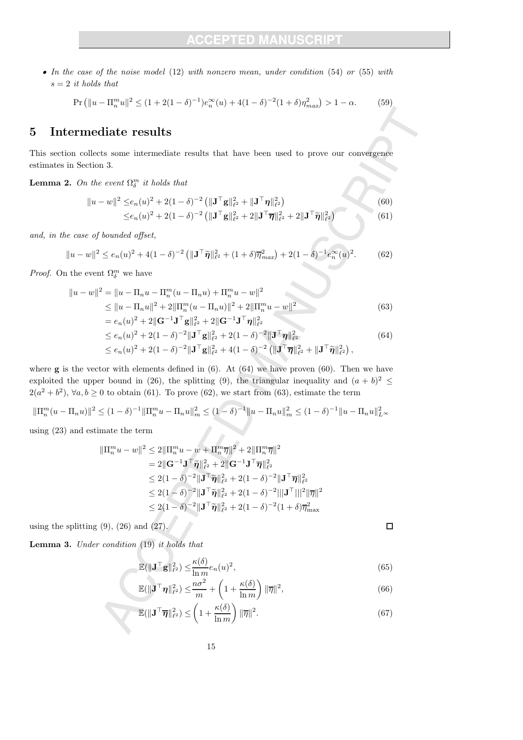- *In the case of the noise model* (12) *with nonzero mean, under condition* (54) *or* (55) *with* $s = 2$ *it holds that*

$$\Pr\left(\|u - \Pi_n^m u\|^2 \leq (1 + 2(1-\delta)^{-1}) e_n^\infty(u) + 4(1-\delta)^{-2}(1+\delta)\eta_{max}^2\right) > 1 - \alpha. \tag{59}$$

# 5 Intermediate results

This section collects some intermediate results that have been used to prove our convergence estimates in Section 3.

**Lemma 2.** *On the event* $\Omega_\delta^m$ *it holds that*

$$\begin{aligned}\|u - w\|^2 \leq & e_n(u)^2 + 2(1-\delta)^{-2}\left(\|\mathbf{J}^\top \mathbf{g}\|_{\ell^2}^2 + \|\mathbf{J}^\top \boldsymbol{\eta}\|_{\ell^2}^2\right) & (60)\\ \leq & e_n(u)^2 + 2(1-\delta)^{-2}\left(\|\mathbf{J}^\top \mathbf{g}\|_{\ell^2}^2 + 2\|\mathbf{J}^\top \overline{\boldsymbol{\eta}}\|_{\ell^2}^2 + 2\|\mathbf{J}^\top \widetilde{\boldsymbol{\eta}}\|_{\ell^2}^2\right) & (61)\end{aligned}$$

*and, in the case of bounded offset,*

$$\|u - w\|^2 \leq e_n(u)^2 + 4(1-\delta)^{-2}\left(\|\mathbf{J}^\top \widetilde{\boldsymbol{\eta}}\|_{\ell^2}^2 + (1+\delta)\overline{\eta}_{max}^2\right) + 2(1-\delta)^{-1} e_n^\infty(u)^2. \tag{62}$$

*Proof.* On the event $\Omega_\delta^m$ we have

$$\begin{aligned}\|u - w\|^2 &= \|u - \Pi_n u - \Pi_n^m(u - \Pi_n u) + \Pi_n^m u - w\|^2 \\ &\leq \|u - \Pi_n u\|^2 + 2\|\Pi_n^m(u - \Pi_n u)\|^2 + 2\|\Pi_n^m u - w\|^2 & (63)\\ &= e_n(u)^2 + 2\|\mathbf{G}^{-1}\mathbf{J}^\top \mathbf{g}\|_{\ell^2}^2 + 2\|\mathbf{G}^{-1}\mathbf{J}^\top \boldsymbol{\eta}\|_{\ell^2}^2 \\ &\leq e_n(u)^2 + 2(1-\delta)^{-2}\|\mathbf{J}^\top \mathbf{g}\|_{\ell^2}^2 + 2(1-\delta)^{-2}\|\mathbf{J}^\top \boldsymbol{\eta}\|_{\ell^2}^2 & (64)\\ &\leq e_n(u)^2 + 2(1-\delta)^{-2}\|\mathbf{J}^\top \mathbf{g}\|_{\ell^2}^2 + 4(1-\delta)^{-2}\left(\|\mathbf{J}^\top \overline{\boldsymbol{\eta}}\|_{\ell^2}^2 + \|\mathbf{J}^\top \widetilde{\boldsymbol{\eta}}\|_{\ell^2}^2\right),\end{aligned}$$

where $\mathbf{g}$ is the vector with elements defined in (6). At (64) we have proven (60). Then we have exploited the upper bound in (26), the splitting (9), the triangular inequality and $(a+b)^2 \leq 2(a^2+b^2)$, $\forall a, b \geq 0$ to obtain (61). To prove (62), we start from (63), estimate the term

$$\|\Pi_n^m(u - \Pi_n u)\|^2 \leq (1-\delta)^{-1}\|\Pi_n^m u - \Pi_n u\|_m^2 \leq (1-\delta)^{-1}\|u - \Pi_n u\|_m^2 \leq (1-\delta)^{-1}\|u - \Pi_n u\|_{L^\infty}^2$$

using (23) and estimate the term

$$\begin{aligned}\|\Pi_n^m u - w\|^2 &\leq 2\|\Pi_n^m u - w + \Pi_n^m \overline{\eta}\|^2 + 2\|\Pi_n^m \overline{\eta}\|^2 \\ &= 2\|\mathbf{G}^{-1}\mathbf{J}^\top \widetilde{\boldsymbol{\eta}}\|_{\ell^2}^2 + 2\|\mathbf{G}^{-1}\mathbf{J}^\top \overline{\boldsymbol{\eta}}\|_{\ell^2}^2 \\ &\leq 2(1-\delta)^{-2}\|\mathbf{J}^\top \widetilde{\boldsymbol{\eta}}\|_{\ell^2}^2 + 2(1-\delta)^{-2}\|\mathbf{J}^\top \overline{\boldsymbol{\eta}}\|_{\ell^2}^2 \\ &\leq 2(1-\delta)^{-2}\|\mathbf{J}^\top \widetilde{\boldsymbol{\eta}}\|_{\ell^2}^2 + 2(1-\delta)^{-2}|||\mathbf{J}^\top|||^2\|\overline{\eta}\|^2 \\ &\leq 2(1-\delta)^{-2}\|\mathbf{J}^\top \widetilde{\boldsymbol{\eta}}\|_{\ell^2}^2 + 2(1-\delta)^{-2}(1+\delta)\overline{\eta}_{\max}^2\end{aligned}$$

using the splitting (9), (26) and (27). $\square$

**Lemma 3.** *Under condition* (19) *it holds that*

$$\mathbb{E}(\|\mathbf{J}^\top \mathbf{g}\|_{\ell^2}^2) \leq \frac{\kappa(\delta)}{\ln m} e_n(u)^2, \tag{65}$$

$$\mathbb{E}(\|\mathbf{J}^\top \boldsymbol{\eta}\|_{\ell^2}^2) \leq \frac{n\sigma^2}{m} + \left(1 + \frac{\kappa(\delta)}{\ln m}\right)\|\overline{\eta}\|^2, \tag{66}$$

$$\mathbb{E}(\|\mathbf{J}^\top \overline{\boldsymbol{\eta}}\|_{\ell^2}^2) \leq \left(1 + \frac{\kappa(\delta)}{\ln m}\right)\|\overline{\eta}\|^2. \tag{67}$$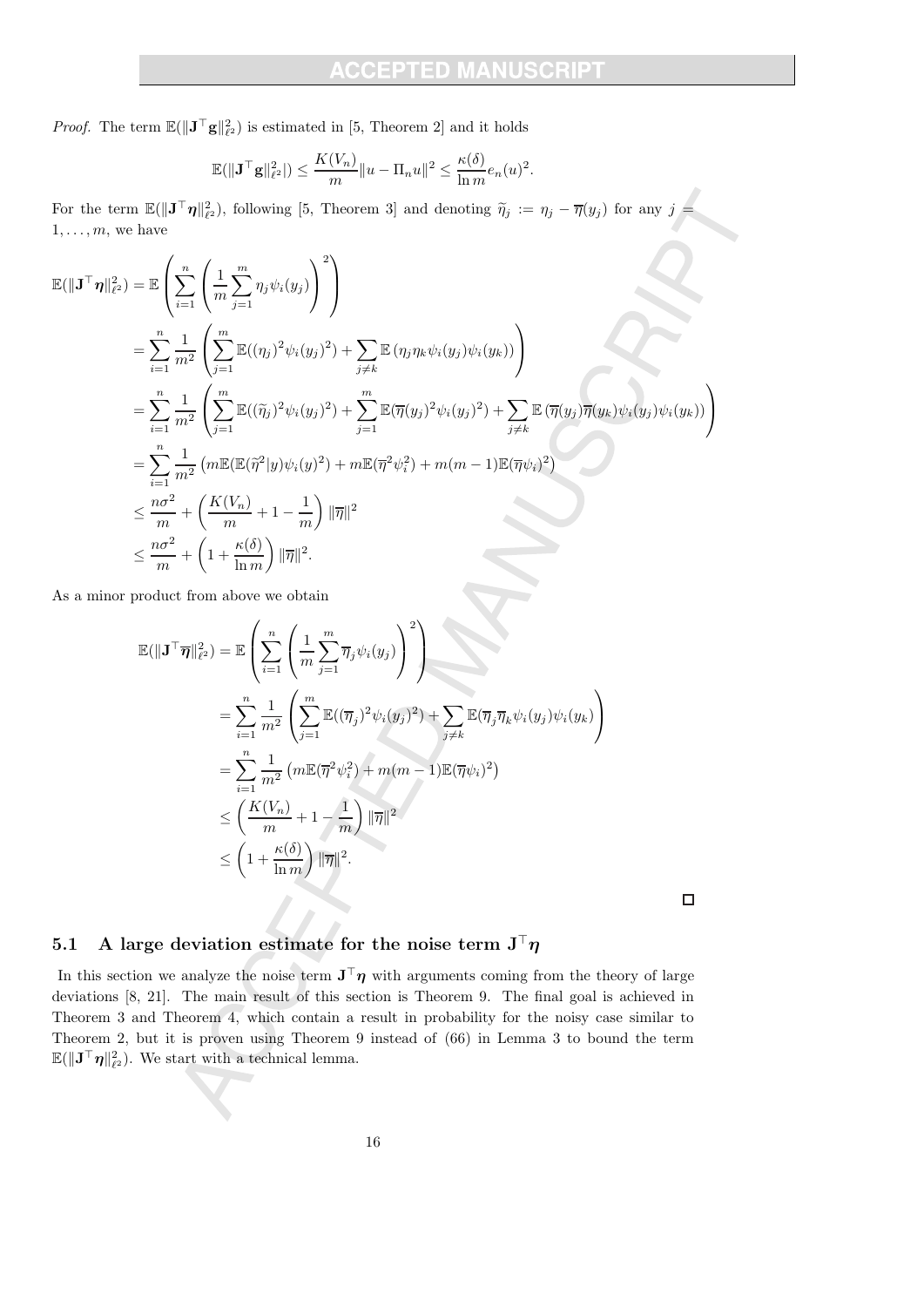*Proof.* The term $\mathbb{E}(\|\mathbf{J}^\top \mathbf{g}\|_{\ell^2}^2)$ is estimated in [5, Theorem 2] and it holds

$$\mathbb{E}(\|\mathbf{J}^\top \mathbf{g}\|_{\ell^2}^2|) \leq \frac{K(V_n)}{m}\|u - \Pi_n u\|^2 \leq \frac{\kappa(\delta)}{\ln m} e_n(u)^2.$$

For the term $\mathbb{E}(\|\mathbf{J}^\top \boldsymbol{\eta}\|_{\ell^2}^2)$, following [5, Theorem 3] and denoting $\widetilde{\eta}_j := \eta_j - \overline{\eta}(y_j)$ for any $j = 1, \ldots, m$, we have

$$\begin{aligned}
\mathbb{E}(\|\mathbf{J}^\top \boldsymbol{\eta}\|_{\ell^2}^2) &= \mathbb{E}\left(\sum_{i=1}^n \left(\frac{1}{m}\sum_{j=1}^m \eta_j \psi_i(y_j)\right)^2\right) \\
&= \sum_{i=1}^n \frac{1}{m^2}\left(\sum_{j=1}^m \mathbb{E}((\eta_j)^2 \psi_i(y_j)^2) + \sum_{j\neq k} \mathbb{E}\left(\eta_j \eta_k \psi_i(y_j)\psi_i(y_k)\right)\right) \\
&= \sum_{i=1}^n \frac{1}{m^2}\left(\sum_{j=1}^m \mathbb{E}((\widetilde{\eta}_j)^2 \psi_i(y_j)^2) + \sum_{j=1}^m \mathbb{E}(\overline{\eta}(y_j)^2 \psi_i(y_j)^2) + \sum_{j\neq k} \mathbb{E}\left(\overline{\eta}(y_j)\overline{\eta}(y_k)\psi_i(y_j)\psi_i(y_k)\right)\right) \\
&= \sum_{i=1}^n \frac{1}{m^2}\left(m\mathbb{E}(\mathbb{E}(\widetilde{\eta}^2|y)\psi_i(y)^2) + m\mathbb{E}(\overline{\eta}^2\psi_i^2) + m(m-1)\mathbb{E}(\overline{\eta}\psi_i)^2\right) \\
&\leq \frac{n\sigma^2}{m} + \left(\frac{K(V_n)}{m} + 1 - \frac{1}{m}\right)\|\overline{\eta}\|^2 \\
&\leq \frac{n\sigma^2}{m} + \left(1 + \frac{\kappa(\delta)}{\ln m}\right)\|\overline{\eta}\|^2.
\end{aligned}$$

As a minor product from above we obtain

$$\begin{aligned}
\mathbb{E}(\|\mathbf{J}^\top \overline{\boldsymbol{\eta}}\|_{\ell^2}^2) &= \mathbb{E}\left(\sum_{i=1}^n \left(\frac{1}{m}\sum_{j=1}^m \overline{\eta}_j \psi_i(y_j)\right)^2\right) \\
&= \sum_{i=1}^n \frac{1}{m^2}\left(\sum_{j=1}^m \mathbb{E}((\overline{\eta}_j)^2 \psi_i(y_j)^2) + \sum_{j\neq k} \mathbb{E}(\overline{\eta}_j \overline{\eta}_k \psi_i(y_j)\psi_i(y_k)\right) \\
&= \sum_{i=1}^n \frac{1}{m^2}\left(m\mathbb{E}(\overline{\eta}^2\psi_i^2) + m(m-1)\mathbb{E}(\overline{\eta}\psi_i)^2\right) \\
&\leq \left(\frac{K(V_n)}{m} + 1 - \frac{1}{m}\right)\|\overline{\eta}\|^2 \\
&\leq \left(1 + \frac{\kappa(\delta)}{\ln m}\right)\|\overline{\eta}\|^2.
\end{aligned}$$

□

### 5.1 A large deviation estimate for the noise term $\mathbf{J}^\top \boldsymbol{\eta}$

In this section we analyze the noise term $\mathbf{J}^\top \boldsymbol{\eta}$ with arguments coming from the theory of large deviations [8, 21]. The main result of this section is Theorem 9. The final goal is achieved in Theorem 3 and Theorem 4, which contain a result in probability for the noisy case similar to Theorem 2, but it is proven using Theorem 9 instead of (66) in Lemma 3 to bound the term $\mathbb{E}(\|\mathbf{J}^\top \boldsymbol{\eta}\|_{\ell^2}^2)$. We start with a technical lemma.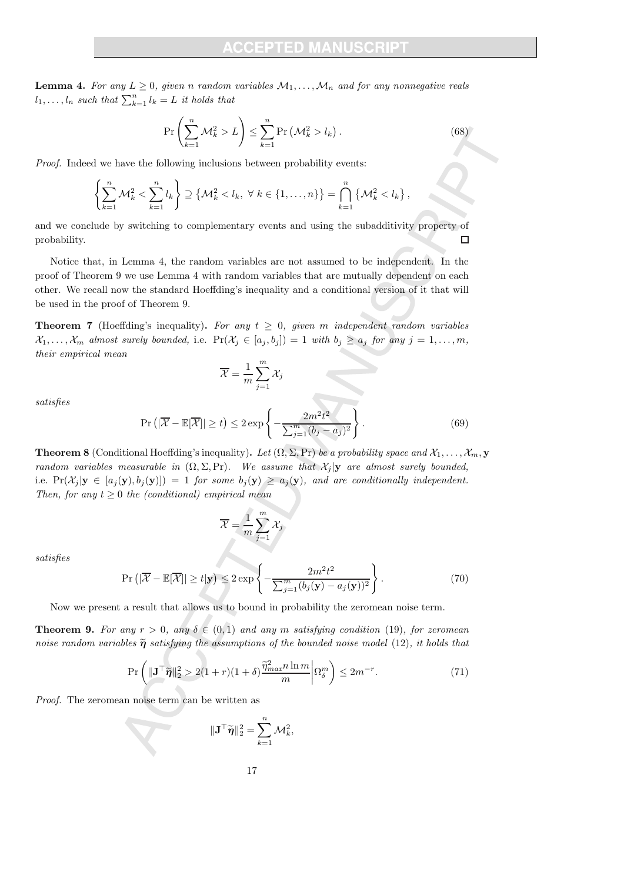**Lemma 4.** *For any $L \geq 0$, given $n$ random variables $\mathcal{M}_1, \ldots, \mathcal{M}_n$ and for any nonnegative reals $l_1, \ldots, l_n$ such that $\sum_{k=1}^{n} l_k = L$ it holds that*

$$\Pr\left(\sum_{k=1}^{n} \mathcal{M}_k^2 > L\right) \leq \sum_{k=1}^{n} \Pr\left(\mathcal{M}_k^2 > l_k\right). \tag{68}$$

*Proof.* Indeed we have the following inclusions between probability events:

$$\left\{\sum_{k=1}^{n} \mathcal{M}_k^2 < \sum_{k=1}^{n} l_k\right\} \supseteq \left\{\mathcal{M}_k^2 < l_k,\ \forall\, k \in \{1, \ldots, n\}\right\} = \bigcap_{k=1}^{n} \left\{\mathcal{M}_k^2 < l_k\right\},$$

and we conclude by switching to complementary events and using the subadditivity property of probability. □

Notice that, in Lemma 4, the random variables are not assumed to be independent. In the proof of Theorem 9 we use Lemma 4 with random variables that are mutually dependent on each other. We recall now the standard Hoeffding's inequality and a conditional version of it that will be used in the proof of Theorem 9.

**Theorem 7** (Hoeffding's inequality)**.** *For any $t \geq 0$, given $m$ independent random variables $\mathcal{X}_1, \ldots, \mathcal{X}_m$ almost surely bounded,* i.e. *$\Pr(\mathcal{X}_j \in [a_j, b_j]) = 1$ with $b_j \geq a_j$ for any $j = 1, \ldots, m$, their empirical mean*

$$\overline{\mathcal{X}} = \frac{1}{m} \sum_{j=1}^{m} \mathcal{X}_j$$

*satisfies*

$$\Pr\left(|\overline{\mathcal{X}} - \mathbb{E}[\overline{\mathcal{X}}]| \geq t\right) \leq 2 \exp\left\{-\frac{2m^2 t^2}{\sum_{j=1}^{m} (b_j - a_j)^2}\right\}. \tag{69}$$

**Theorem 8** (Conditional Hoeffding's inequality)**.** *Let $(\Omega, \Sigma, \Pr)$ be a probability space and $\mathcal{X}_1, \ldots, \mathcal{X}_m, \mathbf{y}$ random variables measurable in $(\Omega, \Sigma, \Pr)$. We assume that $\mathcal{X}_j|\mathbf{y}$ are almost surely bounded,* i.e. *$\Pr(\mathcal{X}_j|\mathbf{y} \in [a_j(\mathbf{y}), b_j(\mathbf{y})]) = 1$ for some $b_j(\mathbf{y}) \geq a_j(\mathbf{y})$, and are conditionally independent. Then, for any $t \geq 0$ the (conditional) empirical mean*

$$\overline{\mathcal{X}} = \frac{1}{m} \sum_{j=1}^{m} \mathcal{X}_j$$

*satisfies*

$$\Pr\left(|\overline{\mathcal{X}} - \mathbb{E}[\overline{\mathcal{X}}]| \geq t | \mathbf{y}\right) \leq 2 \exp\left\{-\frac{2m^2 t^2}{\sum_{j=1}^{m} (b_j(\mathbf{y}) - a_j(\mathbf{y}))^2}\right\}. \tag{70}$$

Now we present a result that allows us to bound in probability the zeromean noise term.

**Theorem 9.** *For any $r > 0$, any $\delta \in (0, 1)$ and any $m$ satisfying condition (19), for zeromean noise random variables $\widetilde{\boldsymbol{\eta}}$ satisfying the assumptions of the bounded noise model (12), it holds that*

$$\Pr\left(\|\mathbf{J}^\top \widetilde{\boldsymbol{\eta}}\|_2^2 > 2(1+r)(1+\delta) \frac{\widetilde{\eta}_{max}^2 n \ln m}{m} \middle| \Omega_\delta^m\right) \leq 2m^{-r}. \tag{71}$$

*Proof.* The zeromean noise term can be written as

$$\|\mathbf{J}^\top \widetilde{\boldsymbol{\eta}}\|_2^2 = \sum_{k=1}^{n} \mathcal{M}_k^2,$$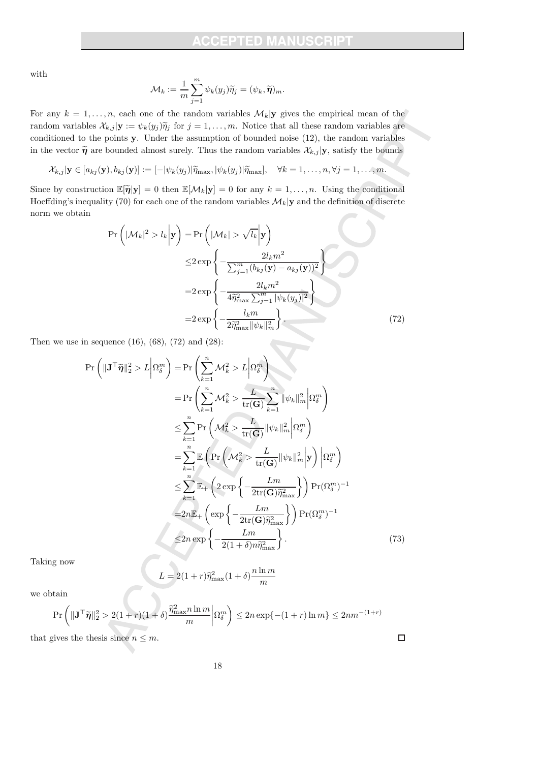with

$$\mathcal{M}_k := \frac{1}{m}\sum_{j=1}^{m} \psi_k(y_j)\widetilde{\eta}_j = (\psi_k, \widetilde{\boldsymbol{\eta}})_m.$$

For any $k = 1, \dots, n$, each one of the random variables $\mathcal{M}_k|\mathbf{y}$ gives the empirical mean of the random variables $\mathcal{X}_{k,j}|\mathbf{y} := \psi_k(y_j)\widetilde{\eta}_j$ for $j = 1, \dots, m$. Notice that all these random variables are conditioned to the points $\mathbf{y}$. Under the assumption of bounded noise (12), the random variables in the vector $\widetilde{\boldsymbol{\eta}}$ are bounded almost surely. Thus the random variables $\mathcal{X}_{k,j}|\mathbf{y}$, satisfy the bounds

$$\mathcal{X}_{k,j}|\mathbf{y} \in [a_{kj}(\mathbf{y}), b_{kj}(\mathbf{y})] := [-|\psi_k(y_j)|\widetilde{\eta}_{\max}, |\psi_k(y_j)|\widetilde{\eta}_{\max}], \quad \forall k = 1, \dots, n, \forall j = 1, \dots, m.$$

Since by construction $\mathbb{E}[\widetilde{\boldsymbol{\eta}}|\mathbf{y}] = 0$ then $\mathbb{E}[\mathcal{M}_k|\mathbf{y}] = 0$ for any $k = 1, \dots, n$. Using the conditional Hoeffding's inequality (70) for each one of the random variables $\mathcal{M}_k|\mathbf{y}$ and the definition of discrete norm we obtain

$$\begin{aligned}
\Pr\left(|\mathcal{M}_k|^2 > l_k \middle| \mathbf{y}\right) &= \Pr\left(|\mathcal{M}_k| > \sqrt{l_k} \middle| \mathbf{y}\right) \\
&\leq 2\exp\left\{-\frac{2 l_k m^2}{\sum_{j=1}^{m}(b_{kj}(\mathbf{y}) - a_{kj}(\mathbf{y}))^2}\right\} \\
&= 2\exp\left\{-\frac{2 l_k m^2}{4\widetilde{\eta}_{\max}^2 \sum_{j=1}^{m}|\psi_k(y_j)|^2}\right\} \\
&= 2\exp\left\{-\frac{l_k m}{2\widetilde{\eta}_{\max}^2 \|\psi_k\|_m^2}\right\}.
\end{aligned} \tag{72}$$

Then we use in sequence (16), (68), (72) and (28):

$$\begin{aligned}
\Pr\left(\|\mathbf{J}^\top \widetilde{\boldsymbol{\eta}}\|_2^2 > L \middle| \Omega_\delta^m\right) &= \Pr\left(\sum_{k=1}^{n} \mathcal{M}_k^2 > L \middle| \Omega_\delta^m\right) \\
&= \Pr\left(\sum_{k=1}^{n} \mathcal{M}_k^2 > \frac{L}{\mathrm{tr}(\mathbf{G})}\sum_{k=1}^{n}\|\psi_k\|_m^2 \middle| \Omega_\delta^m\right) \\
&\leq \sum_{k=1}^{n} \Pr\left(\mathcal{M}_k^2 > \frac{L}{\mathrm{tr}(\mathbf{G})}\|\psi_k\|_m^2 \middle| \Omega_\delta^m\right) \\
&= \sum_{k=1}^{n} \mathbb{E}\left(\Pr\left(\mathcal{M}_k^2 > \frac{L}{\mathrm{tr}(\mathbf{G})}\|\psi_k\|_m^2 \middle| \mathbf{y}\right) \middle| \Omega_\delta^m\right) \\
&\leq \sum_{k=1}^{n} \mathbb{E}_+\left(2\exp\left\{-\frac{Lm}{2\mathrm{tr}(\mathbf{G})\widetilde{\eta}_{\max}^2}\right\}\right)\Pr(\Omega_\delta^m)^{-1} \\
&= 2n\mathbb{E}_+\left(\exp\left\{-\frac{Lm}{2\mathrm{tr}(\mathbf{G})\widetilde{\eta}_{\max}^2}\right\}\right)\Pr(\Omega_\delta^m)^{-1} \\
&\leq 2n\exp\left\{-\frac{Lm}{2(1+\delta)n\widetilde{\eta}_{\max}^2}\right\}.
\end{aligned} \tag{73}$$

Taking now

$$L = 2(1+r)\widetilde{\eta}_{\max}^2(1+\delta)\frac{n\ln m}{m}$$

we obtain

$$\Pr\left(\|\mathbf{J}^\top \widetilde{\boldsymbol{\eta}}\|_2^2 > 2(1+r)(1+\delta)\frac{\widetilde{\eta}_{\max}^2 n \ln m}{m} \middle| \Omega_\delta^m\right) \leq 2n\exp\{-(1+r)\ln m\} \leq 2nm^{-(1+r)}$$

that gives the thesis since $n \leq m$. $\square$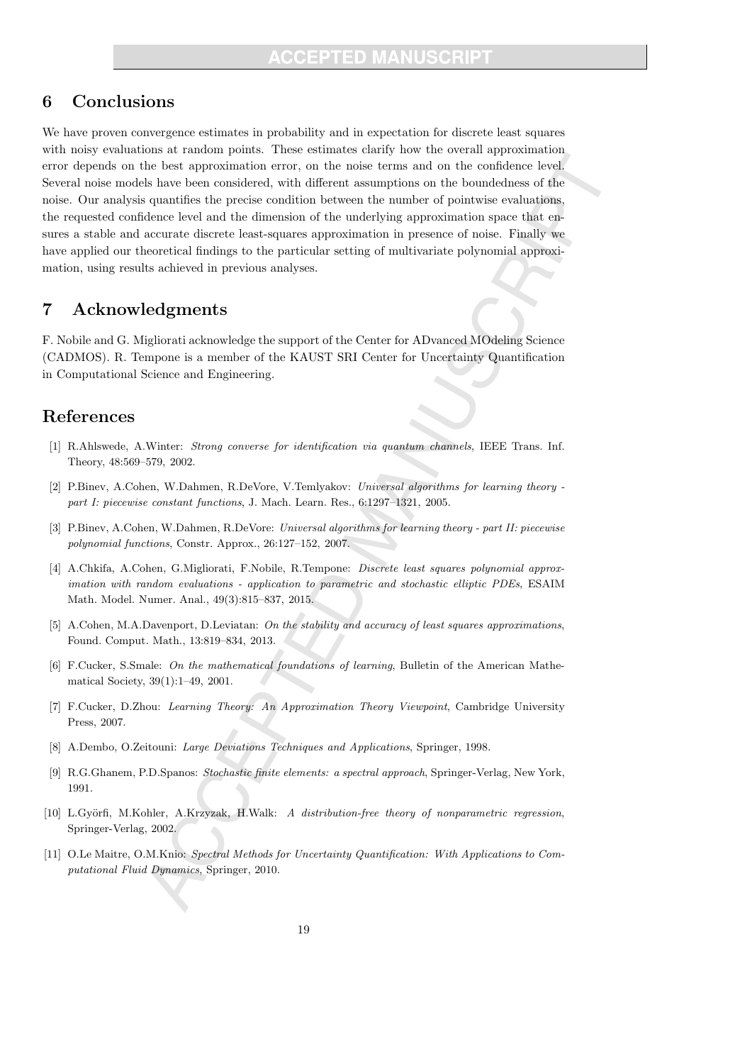## 6 Conclusions

We have proven convergence estimates in probability and in expectation for discrete least squares with noisy evaluations at random points. These estimates clarify how the overall approximation error depends on the best approximation error, on the noise terms and on the confidence level. Several noise models have been considered, with different assumptions on the boundedness of the noise. Our analysis quantifies the precise condition between the number of pointwise evaluations, the requested confidence level and the dimension of the underlying approximation space that ensures a stable and accurate discrete least-squares approximation in presence of noise. Finally we have applied our theoretical findings to the particular setting of multivariate polynomial approximation, using results achieved in previous analyses.

## 7 Acknowledgments

F. Nobile and G. Migliorati acknowledge the support of the Center for ADvanced MOdeling Science (CADMOS). R. Tempone is a member of the KAUST SRI Center for Uncertainty Quantification in Computational Science and Engineering.

## References

[1] R.Ahlswede, A.Winter: *Strong converse for identification via quantum channels*, IEEE Trans. Inf. Theory, 48:569–579, 2002.

[2] P.Binev, A.Cohen, W.Dahmen, R.DeVore, V.Temlyakov: *Universal algorithms for learning theory - part I: piecewise constant functions*, J. Mach. Learn. Res., 6:1297–1321, 2005.

[3] P.Binev, A.Cohen, W.Dahmen, R.DeVore: *Universal algorithms for learning theory - part II: piecewise polynomial functions*, Constr. Approx., 26:127–152, 2007.

[4] A.Chkifa, A.Cohen, G.Migliorati, F.Nobile, R.Tempone: *Discrete least squares polynomial approximation with random evaluations - application to parametric and stochastic elliptic PDEs*, ESAIM Math. Model. Numer. Anal., 49(3):815–837, 2015.

[5] A.Cohen, M.A.Davenport, D.Leviatan: *On the stability and accuracy of least squares approximations*, Found. Comput. Math., 13:819–834, 2013.

[6] F.Cucker, S.Smale: *On the mathematical foundations of learning*, Bulletin of the American Mathematical Society, 39(1):1–49, 2001.

[7] F.Cucker, D.Zhou: *Learning Theory: An Approximation Theory Viewpoint*, Cambridge University Press, 2007.

[8] A.Dembo, O.Zeitouni: *Large Deviations Techniques and Applications*, Springer, 1998.

[9] R.G.Ghanem, P.D.Spanos: *Stochastic finite elements: a spectral approach*, Springer-Verlag, New York, 1991.

[10] L.Györfi, M.Kohler, A.Krzyzak, H.Walk: *A distribution-free theory of nonparametric regression*, Springer-Verlag, 2002.

[11] O.Le Maitre, O.M.Knio: *Spectral Methods for Uncertainty Quantification: With Applications to Computational Fluid Dynamics*, Springer, 2010.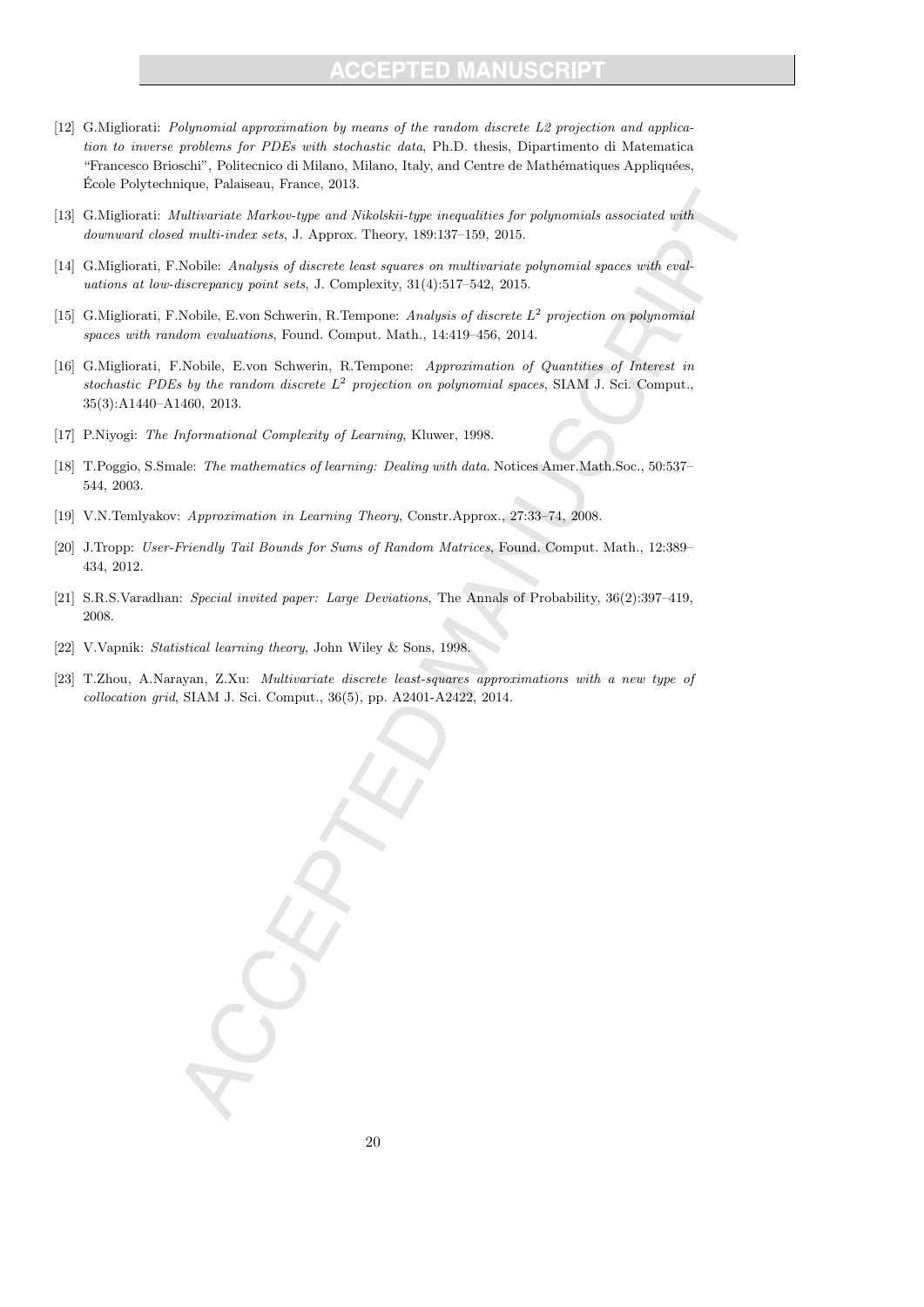[12] G.Migliorati: *Polynomial approximation by means of the random discrete L2 projection and application to inverse problems for PDEs with stochastic data*, Ph.D. thesis, Dipartimento di Matematica "Francesco Brioschi", Politecnico di Milano, Milano, Italy, and Centre de Mathématiques Appliquées, École Polytechnique, Palaiseau, France, 2013.

[13] G.Migliorati: *Multivariate Markov-type and Nikolskii-type inequalities for polynomials associated with downward closed multi-index sets*, J. Approx. Theory, 189:137–159, 2015.

[14] G.Migliorati, F.Nobile: *Analysis of discrete least squares on multivariate polynomial spaces with evaluations at low-discrepancy point sets*, J. Complexity, 31(4):517–542, 2015.

[15] G.Migliorati, F.Nobile, E.von Schwerin, R.Tempone: *Analysis of discrete $L^2$ projection on polynomial spaces with random evaluations*, Found. Comput. Math., 14:419–456, 2014.

[16] G.Migliorati, F.Nobile, E.von Schwerin, R.Tempone: *Approximation of Quantities of Interest in stochastic PDEs by the random discrete $L^2$ projection on polynomial spaces*, SIAM J. Sci. Comput., 35(3):A1440–A1460, 2013.

[17] P.Niyogi: *The Informational Complexity of Learning*, Kluwer, 1998.

[18] T.Poggio, S.Smale: *The mathematics of learning: Dealing with data*. Notices Amer.Math.Soc., 50:537–544, 2003.

[19] V.N.Temlyakov: *Approximation in Learning Theory*, Constr.Approx., 27:33–74, 2008.

[20] J.Tropp: *User-Friendly Tail Bounds for Sums of Random Matrices*, Found. Comput. Math., 12:389–434, 2012.

[21] S.R.S.Varadhan: *Special invited paper: Large Deviations*, The Annals of Probability, 36(2):397–419, 2008.

[22] V.Vapnik: *Statistical learning theory*, John Wiley & Sons, 1998.

[23] T.Zhou, A.Narayan, Z.Xu: *Multivariate discrete least-squares approximations with a new type of collocation grid*, SIAM J. Sci. Comput., 36(5), pp. A2401-A2422, 2014.